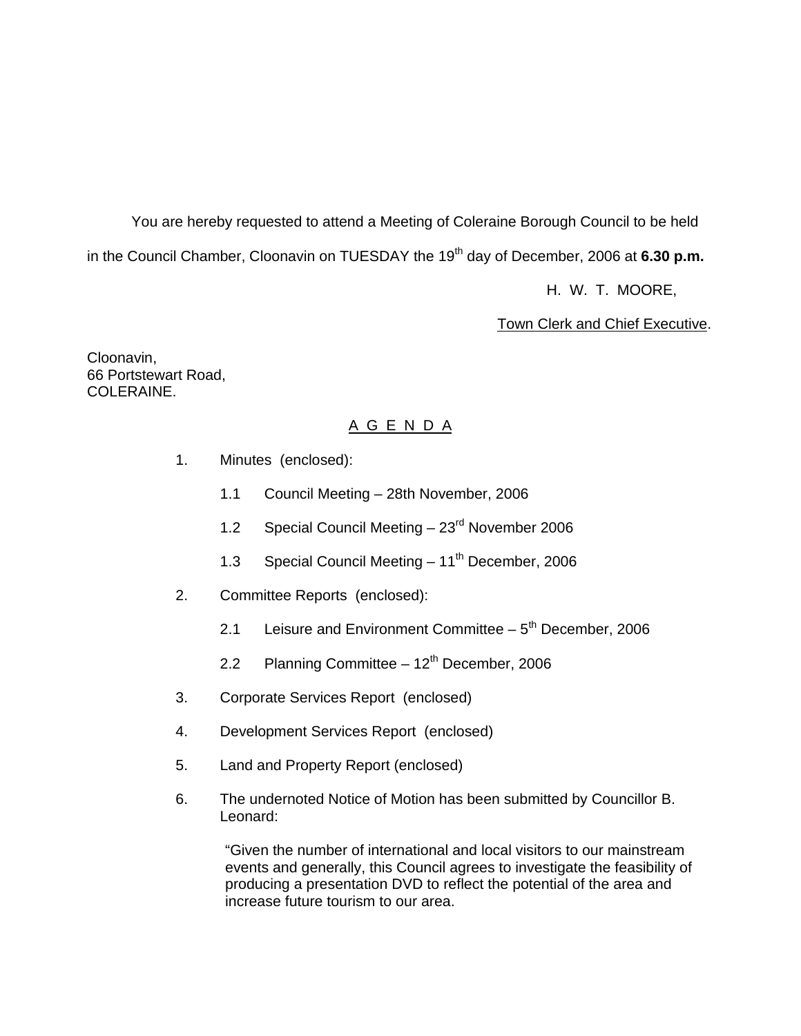You are hereby requested to attend a Meeting of Coleraine Borough Council to be held in the Council Chamber, Cloonavin on TUESDAY the 19th day of December, 2006 at **6.30 p.m.**

H. W. T. MOORE,

Town Clerk and Chief Executive.

Cloonavin,
66 Portstewart Road,
COLERAINE.

## A G E N D A

1. Minutes (enclosed):

   1.1 Council Meeting – 28th November, 2006

   1.2 Special Council Meeting – 23rd November 2006

   1.3 Special Council Meeting – 11th December, 2006

2. Committee Reports (enclosed):

   2.1 Leisure and Environment Committee – 5th December, 2006

   2.2 Planning Committee – 12th December, 2006

3. Corporate Services Report (enclosed)

4. Development Services Report (enclosed)

5. Land and Property Report (enclosed)

6. The undernoted Notice of Motion has been submitted by Councillor B. Leonard:

   "Given the number of international and local visitors to our mainstream events and generally, this Council agrees to investigate the feasibility of producing a presentation DVD to reflect the potential of the area and increase future tourism to our area.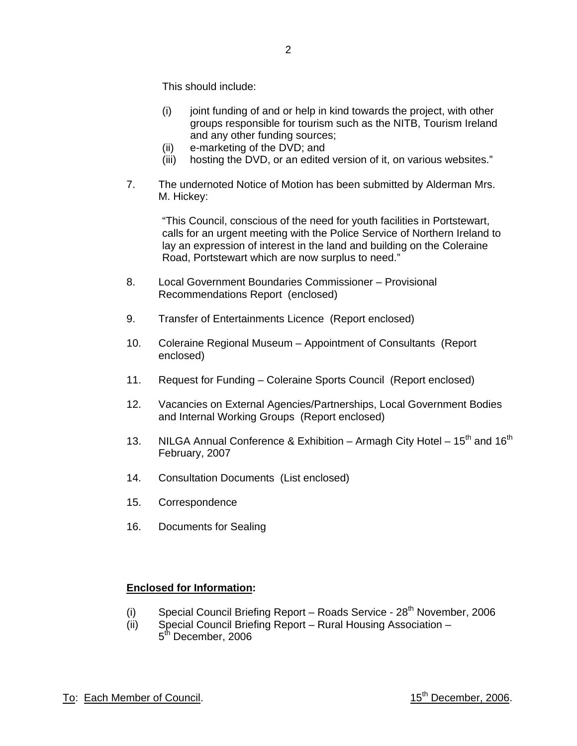This should include:

(i) joint funding of and or help in kind towards the project, with other groups responsible for tourism such as the NITB, Tourism Ireland and any other funding sources;
(ii) e-marketing of the DVD; and
(iii) hosting the DVD, or an edited version of it, on various websites."

7. The undernoted Notice of Motion has been submitted by Alderman Mrs. M. Hickey:

   "This Council, conscious of the need for youth facilities in Portstewart, calls for an urgent meeting with the Police Service of Northern Ireland to lay an expression of interest in the land and building on the Coleraine Road, Portstewart which are now surplus to need."

8. Local Government Boundaries Commissioner – Provisional Recommendations Report (enclosed)

9. Transfer of Entertainments Licence (Report enclosed)

10. Coleraine Regional Museum – Appointment of Consultants (Report enclosed)

11. Request for Funding – Coleraine Sports Council (Report enclosed)

12. Vacancies on External Agencies/Partnerships, Local Government Bodies and Internal Working Groups (Report enclosed)

13. NILGA Annual Conference & Exhibition – Armagh City Hotel – 15th and 16th February, 2007

14. Consultation Documents (List enclosed)

15. Correspondence

16. Documents for Sealing

**Enclosed for Information:**

(i) Special Council Briefing Report – Roads Service - 28th November, 2006
(ii) Special Council Briefing Report – Rural Housing Association – 5th December, 2006

To: Each Member of Council. 15th December, 2006.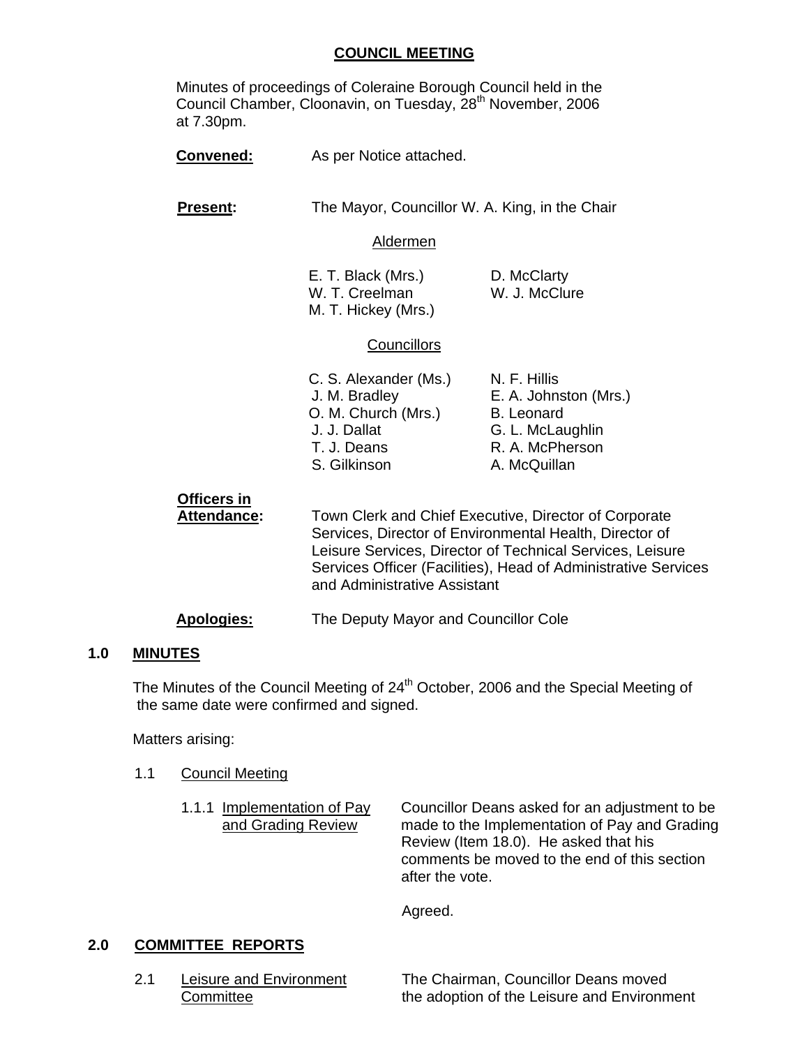# COUNCIL MEETING

Minutes of proceedings of Coleraine Borough Council held in the Council Chamber, Cloonavin, on Tuesday, 28th November, 2006 at 7.30pm.

**Convened:** As per Notice attached.

**Present:** The Mayor, Councillor W. A. King, in the Chair

Aldermen

| | |
|---|---|
| E. T. Black (Mrs.) | D. McClarty |
| W. T. Creelman | W. J. McClure |
| M. T. Hickey (Mrs.) | |

Councillors

| | |
|---|---|
| C. S. Alexander (Ms.) | N. F. Hillis |
| J. M. Bradley | E. A. Johnston (Mrs.) |
| O. M. Church (Mrs.) | B. Leonard |
| J. J. Dallat | G. L. McLaughlin |
| T. J. Deans | R. A. McPherson |
| S. Gilkinson | A. McQuillan |

**Officers in Attendance:** Town Clerk and Chief Executive, Director of Corporate Services, Director of Environmental Health, Director of Leisure Services, Director of Technical Services, Leisure Services Officer (Facilities), Head of Administrative Services and Administrative Assistant

**Apologies:** The Deputy Mayor and Councillor Cole

## 1.0 MINUTES

The Minutes of the Council Meeting of 24th October, 2006 and the Special Meeting of the same date were confirmed and signed.

Matters arising:

1.1 Council Meeting

1.1.1 Implementation of Pay and Grading Review

Councillor Deans asked for an adjustment to be made to the Implementation of Pay and Grading Review (Item 18.0). He asked that his comments be moved to the end of this section after the vote.

Agreed.

## 2.0 COMMITTEE REPORTS

2.1 Leisure and Environment Committee

The Chairman, Councillor Deans moved the adoption of the Leisure and Environment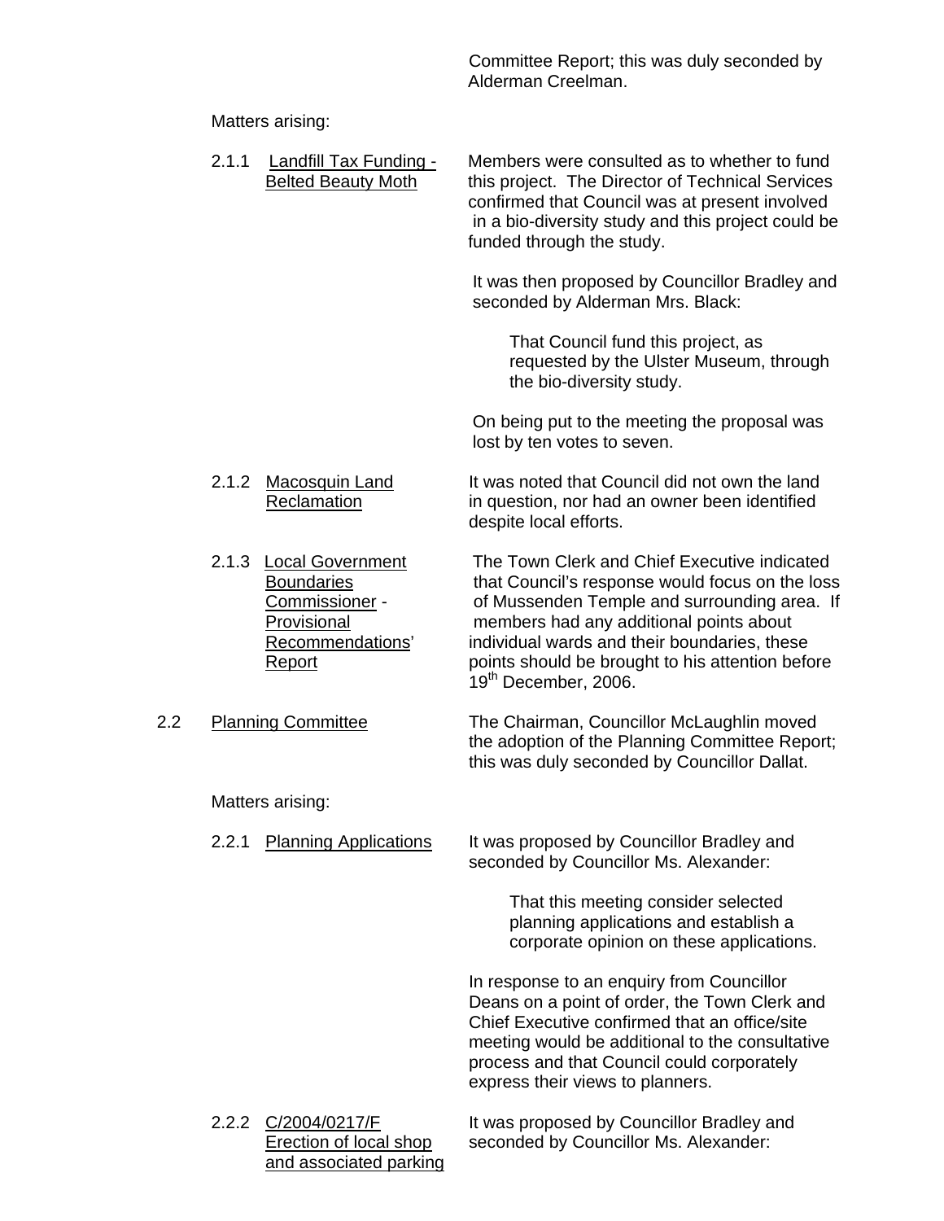Committee Report; this was duly seconded by Alderman Creelman.

Matters arising:

2.1.1 Landfill Tax Funding - Belted Beauty Moth

Members were consulted as to whether to fund this project. The Director of Technical Services confirmed that Council was at present involved in a bio-diversity study and this project could be funded through the study.

It was then proposed by Councillor Bradley and seconded by Alderman Mrs. Black:

> That Council fund this project, as requested by the Ulster Museum, through the bio-diversity study.

On being put to the meeting the proposal was lost by ten votes to seven.

2.1.2 Macosquin Land Reclamation

It was noted that Council did not own the land in question, nor had an owner been identified despite local efforts.

2.1.3 Local Government Boundaries Commissioner - Provisional Recommendations' Report

The Town Clerk and Chief Executive indicated that Council's response would focus on the loss of Mussenden Temple and surrounding area. If members had any additional points about individual wards and their boundaries, these points should be brought to his attention before 19th December, 2006.

2.2 Planning Committee

The Chairman, Councillor McLaughlin moved the adoption of the Planning Committee Report; this was duly seconded by Councillor Dallat.

Matters arising:

2.2.1 Planning Applications

It was proposed by Councillor Bradley and seconded by Councillor Ms. Alexander:

> That this meeting consider selected planning applications and establish a corporate opinion on these applications.

In response to an enquiry from Councillor Deans on a point of order, the Town Clerk and Chief Executive confirmed that an office/site meeting would be additional to the consultative process and that Council could corporately express their views to planners.

2.2.2 C/2004/0217/F Erection of local shop and associated parking

It was proposed by Councillor Bradley and seconded by Councillor Ms. Alexander: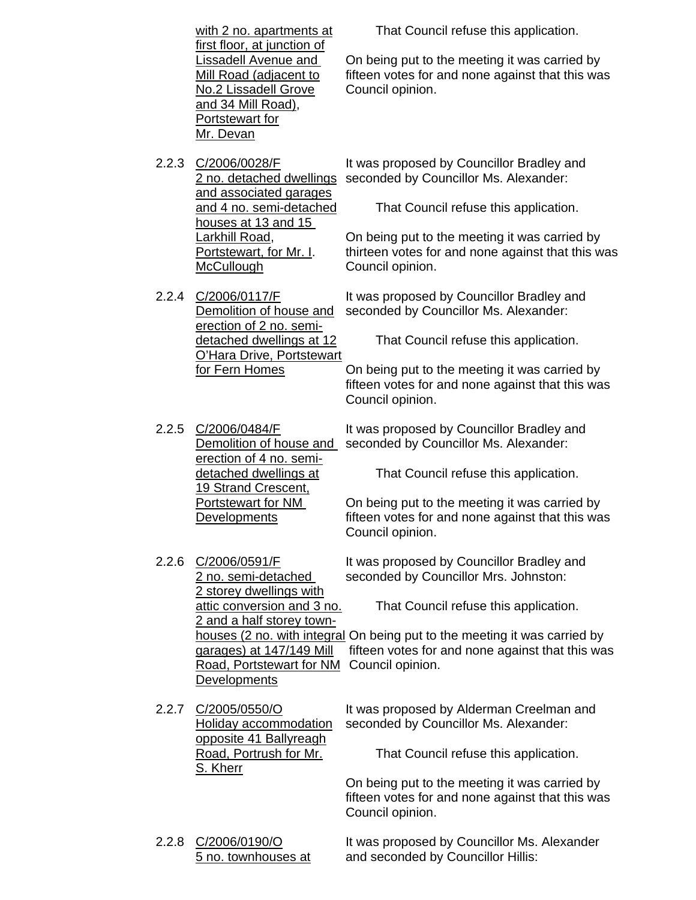| | | |
|---|---|---|
| | with 2 no. apartments at first floor, at junction of Lissadell Avenue and Mill Road (adjacent to No.2 Lissadell Grove and 34 Mill Road), Portstewart for Mr. Devan | That Council refuse this application.<br><br>On being put to the meeting it was carried by fifteen votes for and none against that this was Council opinion. |
| 2.2.3 | C/2006/0028/F<br>2 no. detached dwellings and associated garages and 4 no. semi-detached houses at 13 and 15 Larkhill Road, Portstewart, for Mr. I. McCullough | It was proposed by Councillor Bradley and seconded by Councillor Ms. Alexander:<br><br>That Council refuse this application.<br><br>On being put to the meeting it was carried by thirteen votes for and none against that this was Council opinion. |
| 2.2.4 | C/2006/0117/F<br>Demolition of house and erection of 2 no. semi-detached dwellings at 12 O'Hara Drive, Portstewart for Fern Homes | It was proposed by Councillor Bradley and seconded by Councillor Ms. Alexander:<br><br>That Council refuse this application.<br><br>On being put to the meeting it was carried by fifteen votes for and none against that this was Council opinion. |
| 2.2.5 | C/2006/0484/F<br>Demolition of house and erection of 4 no. semi-detached dwellings at 19 Strand Crescent, Portstewart for NM Developments | It was proposed by Councillor Bradley and seconded by Councillor Ms. Alexander:<br><br>That Council refuse this application.<br><br>On being put to the meeting it was carried by fifteen votes for and none against that this was Council opinion. |
| 2.2.6 | C/2006/0591/F<br>2 no. semi-detached 2 storey dwellings with attic conversion and 3 no. 2 and a half storey town-houses (2 no. with integral garages) at 147/149 Mill Road, Portstewart for NM Developments | It was proposed by Councillor Bradley and seconded by Councillor Mrs. Johnston:<br><br>That Council refuse this application.<br><br>On being put to the meeting it was carried by fifteen votes for and none against that this was Council opinion. |
| 2.2.7 | C/2005/0550/O<br>Holiday accommodation opposite 41 Ballyreagh Road, Portrush for Mr. S. Kherr | It was proposed by Alderman Creelman and seconded by Councillor Ms. Alexander:<br><br>That Council refuse this application.<br><br>On being put to the meeting it was carried by fifteen votes for and none against that this was Council opinion. |
| 2.2.8 | C/2006/0190/O<br>5 no. townhouses at | It was proposed by Councillor Ms. Alexander and seconded by Councillor Hillis: |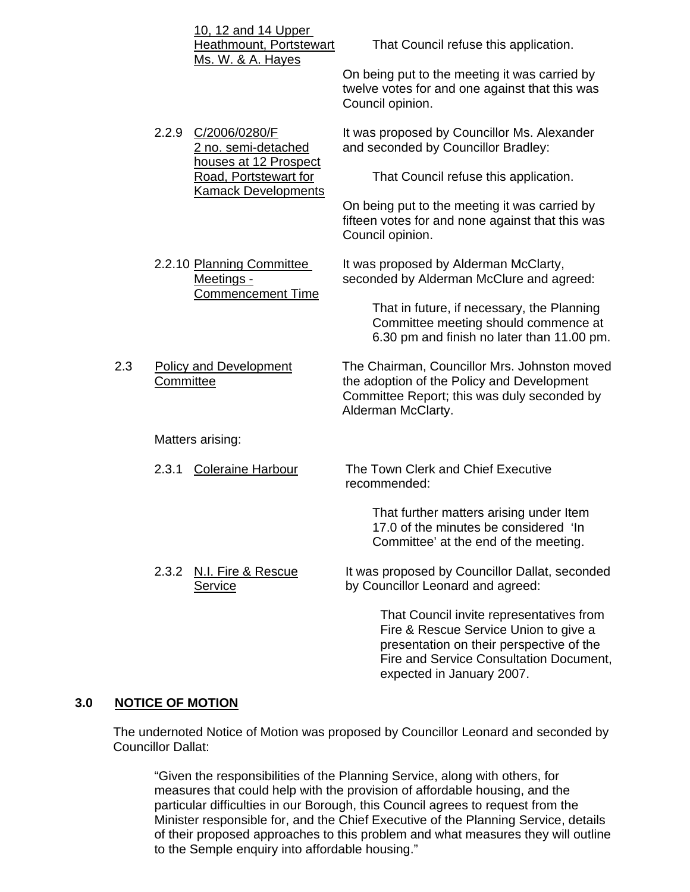10, 12 and 14 Upper Heathmount, Portstewart Ms. W. & A. Hayes

That Council refuse this application.

On being put to the meeting it was carried by twelve votes for and one against that this was Council opinion.

2.2.9 C/2006/0280/F 2 no. semi-detached houses at 12 Prospect Road, Portstewart for Kamack Developments

It was proposed by Councillor Ms. Alexander and seconded by Councillor Bradley:

That Council refuse this application.

On being put to the meeting it was carried by fifteen votes for and none against that this was Council opinion.

2.2.10 Planning Committee Meetings - Commencement Time

It was proposed by Alderman McClarty, seconded by Alderman McClure and agreed:

That in future, if necessary, the Planning Committee meeting should commence at 6.30 pm and finish no later than 11.00 pm.

2.3 Policy and Development Committee

The Chairman, Councillor Mrs. Johnston moved the adoption of the Policy and Development Committee Report; this was duly seconded by Alderman McClarty.

Matters arising:

2.3.1 Coleraine Harbour

The Town Clerk and Chief Executive recommended:

That further matters arising under Item 17.0 of the minutes be considered 'In Committee' at the end of the meeting.

2.3.2 N.I. Fire & Rescue Service

It was proposed by Councillor Dallat, seconded by Councillor Leonard and agreed:

That Council invite representatives from Fire & Rescue Service Union to give a presentation on their perspective of the Fire and Service Consultation Document, expected in January 2007.

## 3.0 NOTICE OF MOTION

The undernoted Notice of Motion was proposed by Councillor Leonard and seconded by Councillor Dallat:

"Given the responsibilities of the Planning Service, along with others, for measures that could help with the provision of affordable housing, and the particular difficulties in our Borough, this Council agrees to request from the Minister responsible for, and the Chief Executive of the Planning Service, details of their proposed approaches to this problem and what measures they will outline to the Semple enquiry into affordable housing."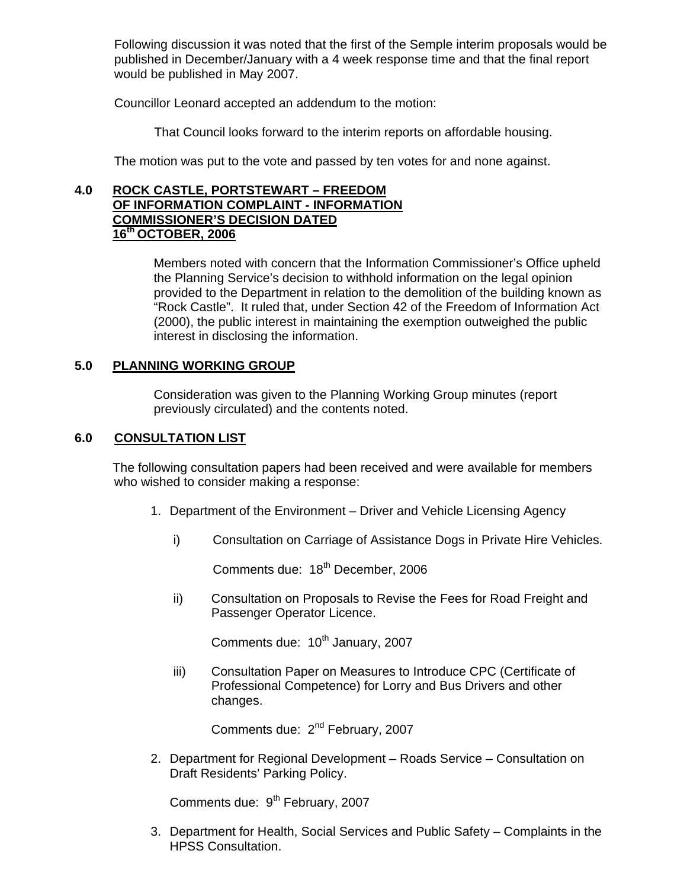Following discussion it was noted that the first of the Semple interim proposals would be published in December/January with a 4 week response time and that the final report would be published in May 2007.

Councillor Leonard accepted an addendum to the motion:

> That Council looks forward to the interim reports on affordable housing.

The motion was put to the vote and passed by ten votes for and none against.

## 4.0 ROCK CASTLE, PORTSTEWART – FREEDOM OF INFORMATION COMPLAINT - INFORMATION COMMISSIONER'S DECISION DATED 16th OCTOBER, 2006

Members noted with concern that the Information Commissioner's Office upheld the Planning Service's decision to withhold information on the legal opinion provided to the Department in relation to the demolition of the building known as "Rock Castle". It ruled that, under Section 42 of the Freedom of Information Act (2000), the public interest in maintaining the exemption outweighed the public interest in disclosing the information.

## 5.0 PLANNING WORKING GROUP

Consideration was given to the Planning Working Group minutes (report previously circulated) and the contents noted.

## 6.0 CONSULTATION LIST

The following consultation papers had been received and were available for members who wished to consider making a response:

1. Department of the Environment – Driver and Vehicle Licensing Agency

   i) Consultation on Carriage of Assistance Dogs in Private Hire Vehicles.

      Comments due: 18th December, 2006

   ii) Consultation on Proposals to Revise the Fees for Road Freight and Passenger Operator Licence.

      Comments due: 10th January, 2007

   iii) Consultation Paper on Measures to Introduce CPC (Certificate of Professional Competence) for Lorry and Bus Drivers and other changes.

      Comments due: 2nd February, 2007

2. Department for Regional Development – Roads Service – Consultation on Draft Residents' Parking Policy.

   Comments due: 9th February, 2007

3. Department for Health, Social Services and Public Safety – Complaints in the HPSS Consultation.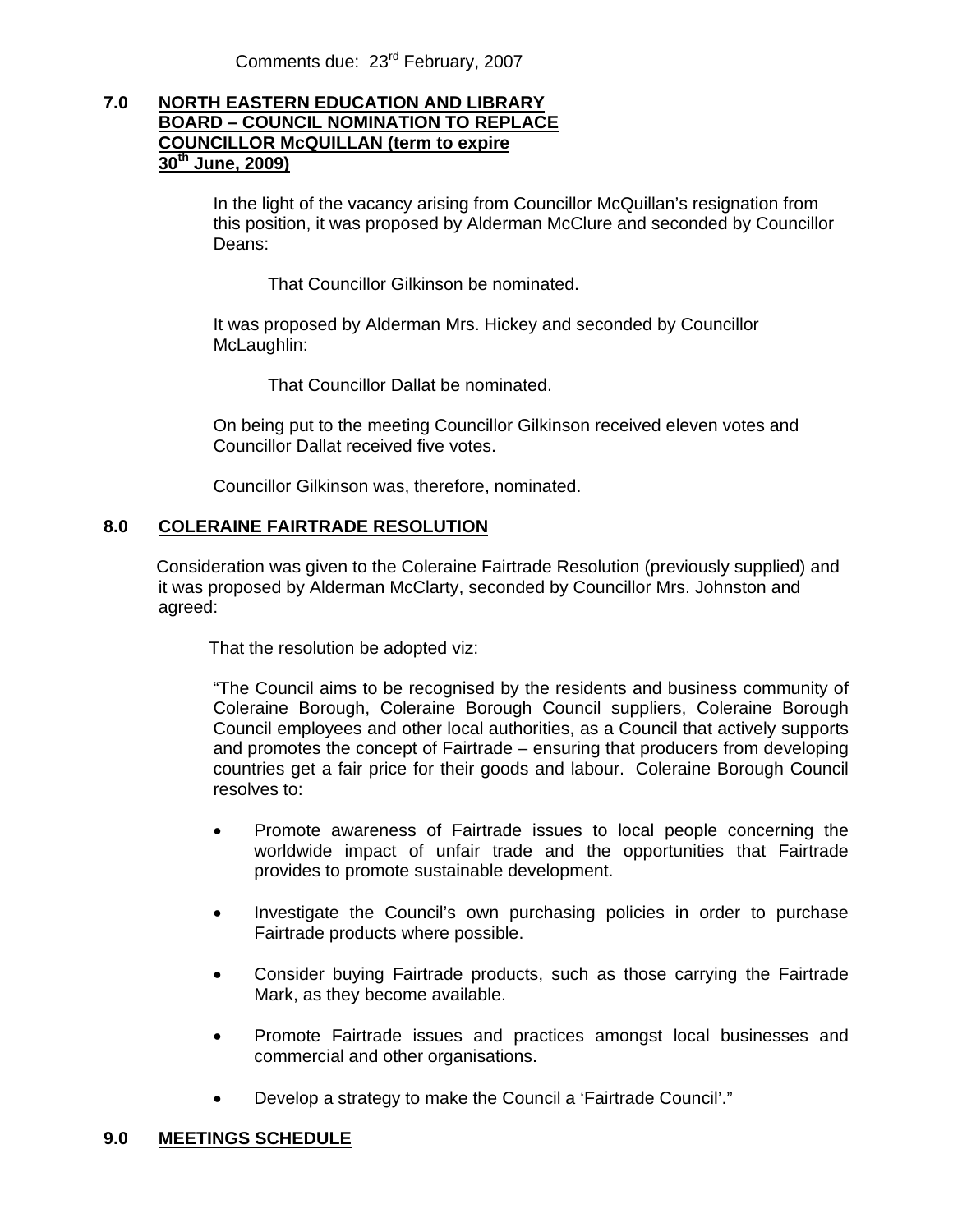Comments due: 23rd February, 2007

## 7.0 NORTH EASTERN EDUCATION AND LIBRARY BOARD – COUNCIL NOMINATION TO REPLACE COUNCILLOR McQUILLAN (term to expire 30th June, 2009)

In the light of the vacancy arising from Councillor McQuillan's resignation from this position, it was proposed by Alderman McClure and seconded by Councillor Deans:

That Councillor Gilkinson be nominated.

It was proposed by Alderman Mrs. Hickey and seconded by Councillor McLaughlin:

That Councillor Dallat be nominated.

On being put to the meeting Councillor Gilkinson received eleven votes and Councillor Dallat received five votes.

Councillor Gilkinson was, therefore, nominated.

## 8.0 COLERAINE FAIRTRADE RESOLUTION

Consideration was given to the Coleraine Fairtrade Resolution (previously supplied) and it was proposed by Alderman McClarty, seconded by Councillor Mrs. Johnston and agreed:

That the resolution be adopted viz:

"The Council aims to be recognised by the residents and business community of Coleraine Borough, Coleraine Borough Council suppliers, Coleraine Borough Council employees and other local authorities, as a Council that actively supports and promotes the concept of Fairtrade – ensuring that producers from developing countries get a fair price for their goods and labour. Coleraine Borough Council resolves to:

- Promote awareness of Fairtrade issues to local people concerning the worldwide impact of unfair trade and the opportunities that Fairtrade provides to promote sustainable development.
- Investigate the Council's own purchasing policies in order to purchase Fairtrade products where possible.
- Consider buying Fairtrade products, such as those carrying the Fairtrade Mark, as they become available.
- Promote Fairtrade issues and practices amongst local businesses and commercial and other organisations.
- Develop a strategy to make the Council a 'Fairtrade Council'."

## 9.0 MEETINGS SCHEDULE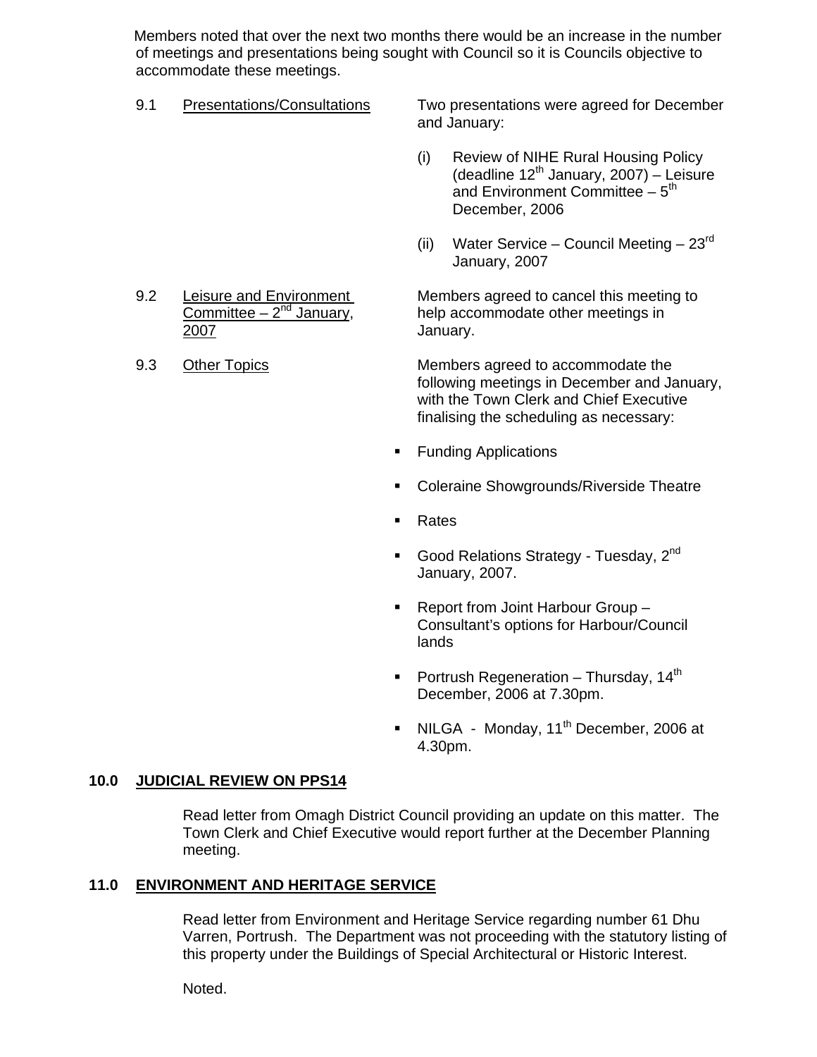Members noted that over the next two months there would be an increase in the number of meetings and presentations being sought with Council so it is Councils objective to accommodate these meetings.

9.1 <u>Presentations/Consultations</u>

Two presentations were agreed for December and January:

(i) Review of NIHE Rural Housing Policy (deadline 12th January, 2007) – Leisure and Environment Committee – 5th December, 2006

(ii) Water Service – Council Meeting – 23rd January, 2007

9.2 <u>Leisure and Environment Committee – 2nd January, 2007</u>

Members agreed to cancel this meeting to help accommodate other meetings in January.

9.3 <u>Other Topics</u>

Members agreed to accommodate the following meetings in December and January, with the Town Clerk and Chief Executive finalising the scheduling as necessary:

- Funding Applications
- Coleraine Showgrounds/Riverside Theatre
- Rates
- Good Relations Strategy - Tuesday, 2nd January, 2007.
- Report from Joint Harbour Group – Consultant's options for Harbour/Council lands
- Portrush Regeneration – Thursday, 14th December, 2006 at 7.30pm.
- NILGA - Monday, 11th December, 2006 at 4.30pm.

## 10.0 JUDICIAL REVIEW ON PPS14

Read letter from Omagh District Council providing an update on this matter. The Town Clerk and Chief Executive would report further at the December Planning meeting.

## 11.0 ENVIRONMENT AND HERITAGE SERVICE

Read letter from Environment and Heritage Service regarding number 61 Dhu Varren, Portrush. The Department was not proceeding with the statutory listing of this property under the Buildings of Special Architectural or Historic Interest.

Noted.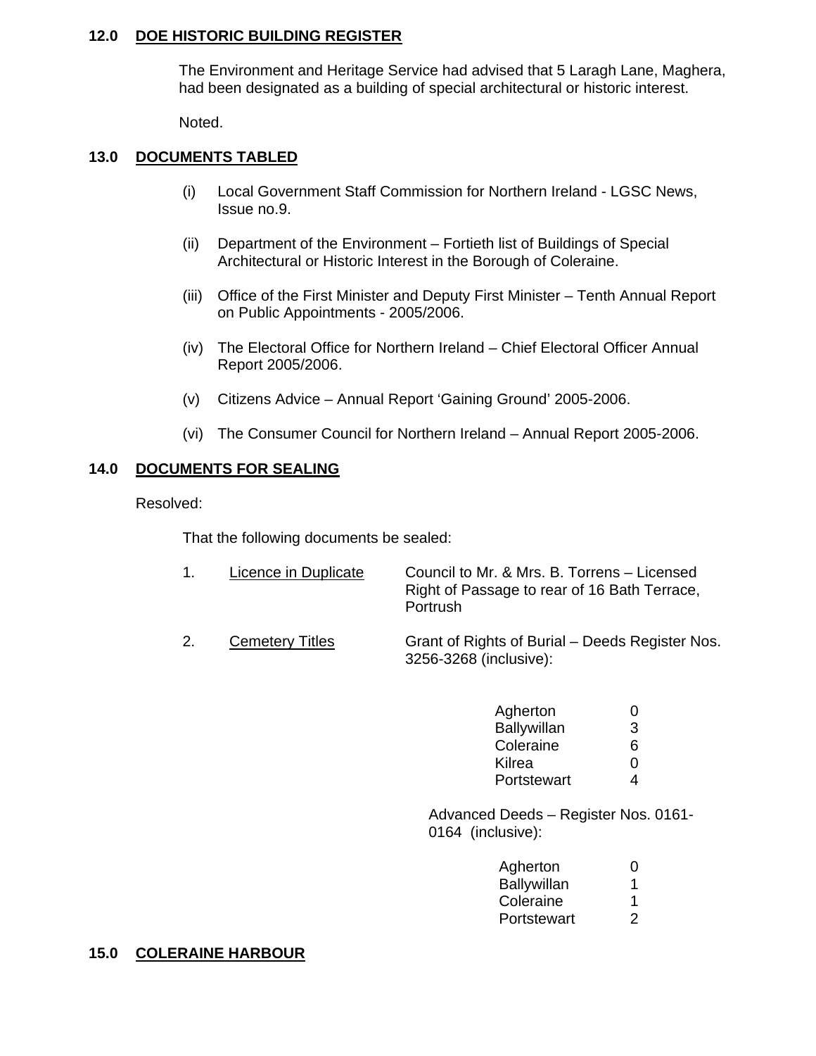## 12.0 DOE HISTORIC BUILDING REGISTER

The Environment and Heritage Service had advised that 5 Laragh Lane, Maghera, had been designated as a building of special architectural or historic interest.

Noted.

## 13.0 DOCUMENTS TABLED

(i) Local Government Staff Commission for Northern Ireland - LGSC News, Issue no.9.

(ii) Department of the Environment – Fortieth list of Buildings of Special Architectural or Historic Interest in the Borough of Coleraine.

(iii) Office of the First Minister and Deputy First Minister – Tenth Annual Report on Public Appointments - 2005/2006.

(iv) The Electoral Office for Northern Ireland – Chief Electoral Officer Annual Report 2005/2006.

(v) Citizens Advice – Annual Report 'Gaining Ground' 2005-2006.

(vi) The Consumer Council for Northern Ireland – Annual Report 2005-2006.

## 14.0 DOCUMENTS FOR SEALING

Resolved:

That the following documents be sealed:

1. <u>Licence in Duplicate</u> — Council to Mr. & Mrs. B. Torrens – Licensed Right of Passage to rear of 16 Bath Terrace, Portrush

2. <u>Cemetery Titles</u> — Grant of Rights of Burial – Deeds Register Nos. 3256-3268 (inclusive):

| | |
|---|---|
| Agherton | 0 |
| Ballywillan | 3 |
| Coleraine | 6 |
| Kilrea | 0 |
| Portstewart | 4 |

Advanced Deeds – Register Nos. 0161-0164 (inclusive):

| | |
|---|---|
| Agherton | 0 |
| Ballywillan | 1 |
| Coleraine | 1 |
| Portstewart | 2 |

## 15.0 COLERAINE HARBOUR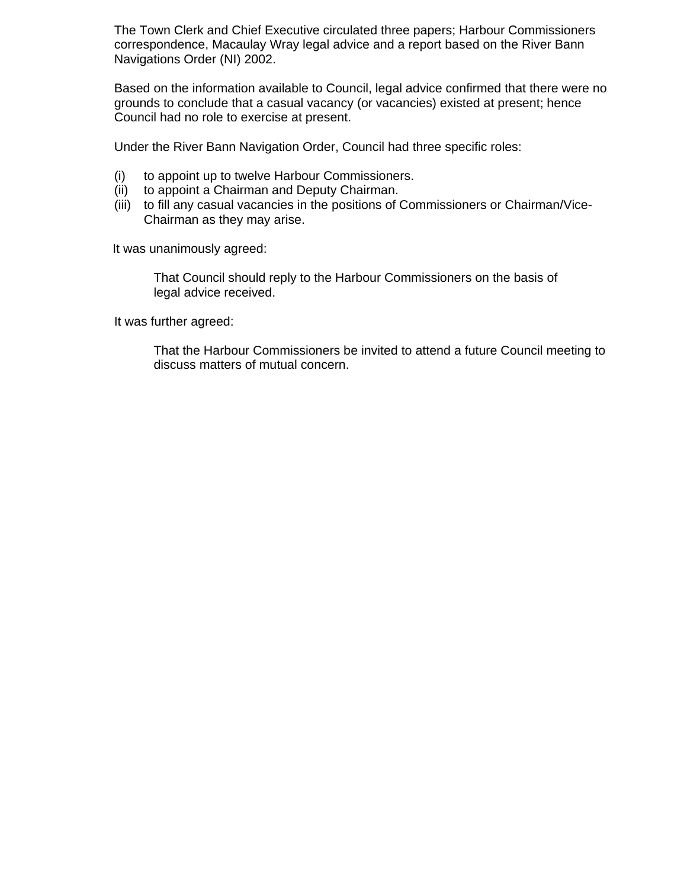The Town Clerk and Chief Executive circulated three papers; Harbour Commissioners correspondence, Macaulay Wray legal advice and a report based on the River Bann Navigations Order (NI) 2002.

Based on the information available to Council, legal advice confirmed that there were no grounds to conclude that a casual vacancy (or vacancies) existed at present; hence Council had no role to exercise at present.

Under the River Bann Navigation Order, Council had three specific roles:

(i) to appoint up to twelve Harbour Commissioners.
(ii) to appoint a Chairman and Deputy Chairman.
(iii) to fill any casual vacancies in the positions of Commissioners or Chairman/Vice-Chairman as they may arise.

It was unanimously agreed:

> That Council should reply to the Harbour Commissioners on the basis of legal advice received.

It was further agreed:

> That the Harbour Commissioners be invited to attend a future Council meeting to discuss matters of mutual concern.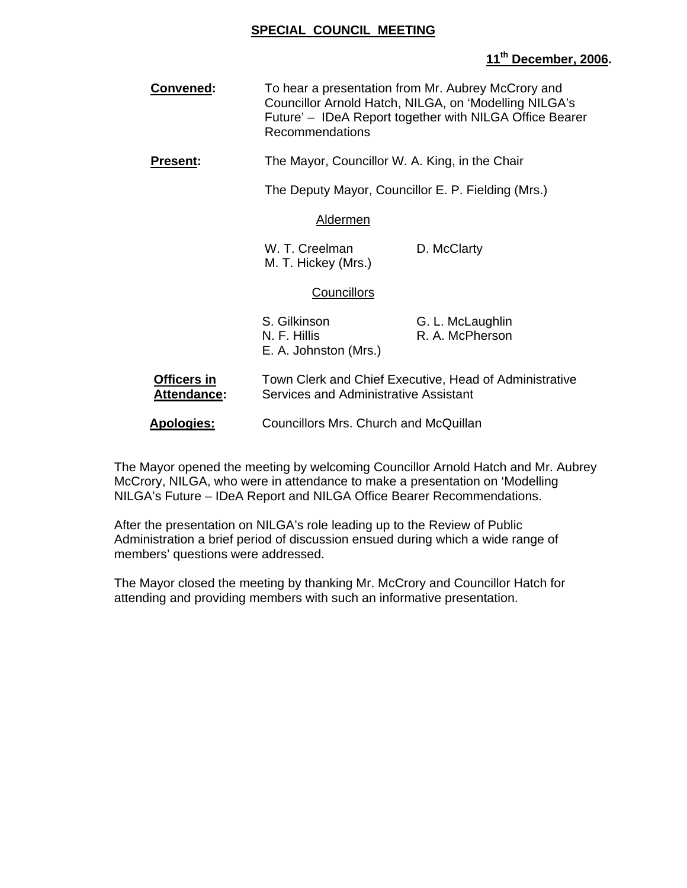**SPECIAL COUNCIL MEETING**

**11th December, 2006.**

**Convened:** To hear a presentation from Mr. Aubrey McCrory and Councillor Arnold Hatch, NILGA, on 'Modelling NILGA's Future' – IDeA Report together with NILGA Office Bearer Recommendations

**Present:** The Mayor, Councillor W. A. King, in the Chair

The Deputy Mayor, Councillor E. P. Fielding (Mrs.)

Aldermen

W. T. Creelman
M. T. Hickey (Mrs.)
D. McClarty

Councillors

S. Gilkinson
N. F. Hillis
E. A. Johnston (Mrs.)
G. L. McLaughlin
R. A. McPherson

**Officers in Attendance:** Town Clerk and Chief Executive, Head of Administrative Services and Administrative Assistant

**Apologies:** Councillors Mrs. Church and McQuillan

The Mayor opened the meeting by welcoming Councillor Arnold Hatch and Mr. Aubrey McCrory, NILGA, who were in attendance to make a presentation on 'Modelling NILGA's Future – IDeA Report and NILGA Office Bearer Recommendations.

After the presentation on NILGA's role leading up to the Review of Public Administration a brief period of discussion ensued during which a wide range of members' questions were addressed.

The Mayor closed the meeting by thanking Mr. McCrory and Councillor Hatch for attending and providing members with such an informative presentation.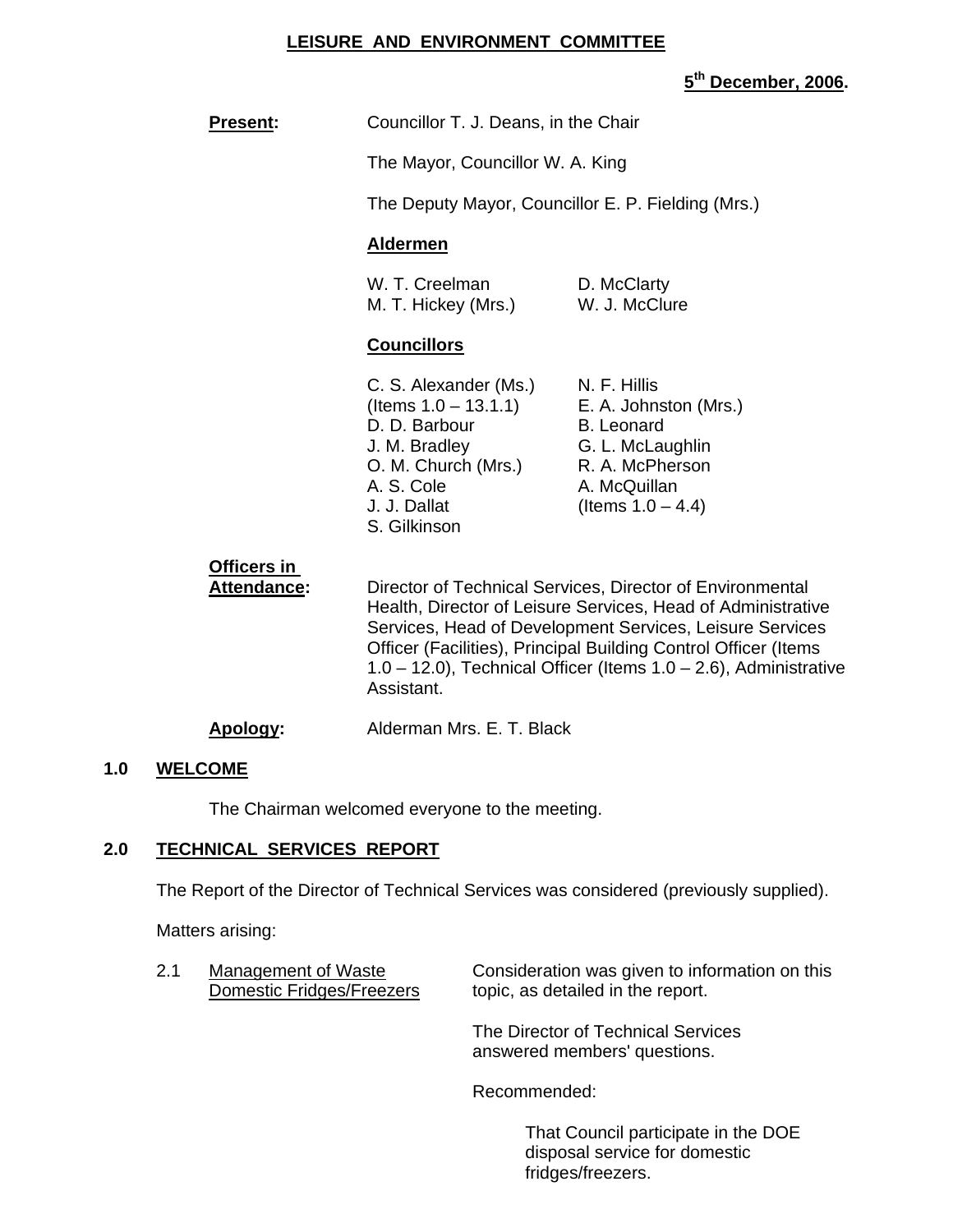**LEISURE AND ENVIRONMENT COMMITTEE**

**5th December, 2006.**

**Present:** Councillor T. J. Deans, in the Chair

The Mayor, Councillor W. A. King

The Deputy Mayor, Councillor E. P. Fielding (Mrs.)

**Aldermen**

W. T. Creelman
M. T. Hickey (Mrs.)
D. McClarty
W. J. McClure

**Councillors**

C. S. Alexander (Ms.) (Items 1.0 – 13.1.1)
D. D. Barbour
J. M. Bradley
O. M. Church (Mrs.)
A. S. Cole
J. J. Dallat
S. Gilkinson
N. F. Hillis
E. A. Johnston (Mrs.)
B. Leonard
G. L. McLaughlin
R. A. McPherson
A. McQuillan (Items 1.0 – 4.4)

**Officers in Attendance:** Director of Technical Services, Director of Environmental Health, Director of Leisure Services, Head of Administrative Services, Head of Development Services, Leisure Services Officer (Facilities), Principal Building Control Officer (Items 1.0 – 12.0), Technical Officer (Items 1.0 – 2.6), Administrative Assistant.

**Apology:** Alderman Mrs. E. T. Black

## 1.0 WELCOME

The Chairman welcomed everyone to the meeting.

## 2.0 TECHNICAL SERVICES REPORT

The Report of the Director of Technical Services was considered (previously supplied).

Matters arising:

2.1 Management of Waste Domestic Fridges/Freezers

Consideration was given to information on this topic, as detailed in the report.

The Director of Technical Services answered members' questions.

Recommended:

That Council participate in the DOE disposal service for domestic fridges/freezers.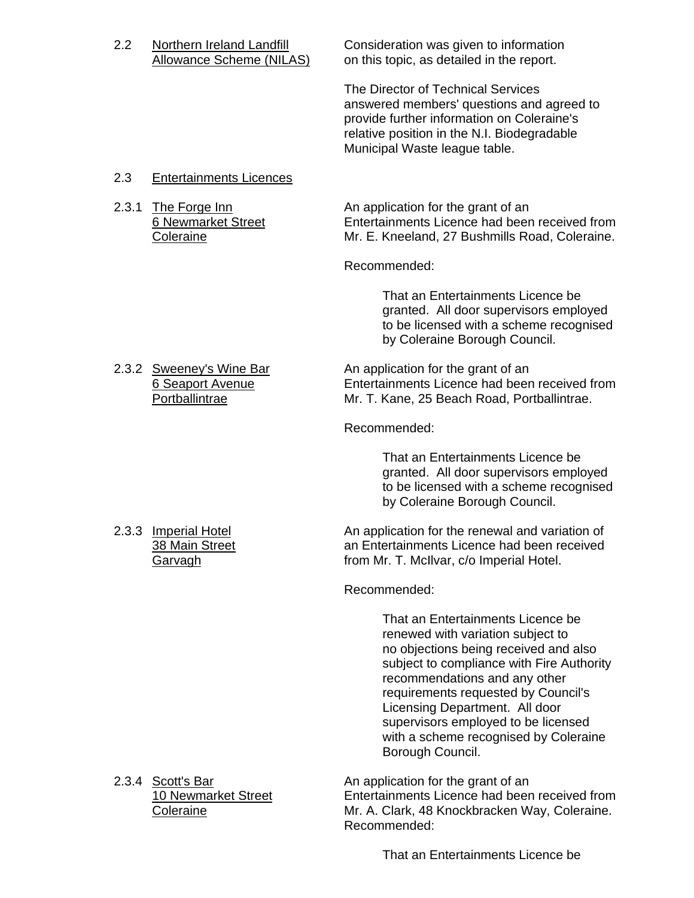2.2 Northern Ireland Landfill Allowance Scheme (NILAS)

Consideration was given to information on this topic, as detailed in the report.

The Director of Technical Services answered members' questions and agreed to provide further information on Coleraine's relative position in the N.I. Biodegradable Municipal Waste league table.

2.3 Entertainments Licences

2.3.1 The Forge Inn, 6 Newmarket Street, Coleraine

An application for the grant of an Entertainments Licence had been received from Mr. E. Kneeland, 27 Bushmills Road, Coleraine.

Recommended:

> That an Entertainments Licence be granted. All door supervisors employed to be licensed with a scheme recognised by Coleraine Borough Council.

2.3.2 Sweeney's Wine Bar, 6 Seaport Avenue, Portballintrae

An application for the grant of an Entertainments Licence had been received from Mr. T. Kane, 25 Beach Road, Portballintrae.

Recommended:

> That an Entertainments Licence be granted. All door supervisors employed to be licensed with a scheme recognised by Coleraine Borough Council.

2.3.3 Imperial Hotel, 38 Main Street, Garvagh

An application for the renewal and variation of an Entertainments Licence had been received from Mr. T. McIlvar, c/o Imperial Hotel.

Recommended:

> That an Entertainments Licence be renewed with variation subject to no objections being received and also subject to compliance with Fire Authority recommendations and any other requirements requested by Council's Licensing Department. All door supervisors employed to be licensed with a scheme recognised by Coleraine Borough Council.

2.3.4 Scott's Bar, 10 Newmarket Street, Coleraine

An application for the grant of an Entertainments Licence had been received from Mr. A. Clark, 48 Knockbracken Way, Coleraine.
Recommended:

> That an Entertainments Licence be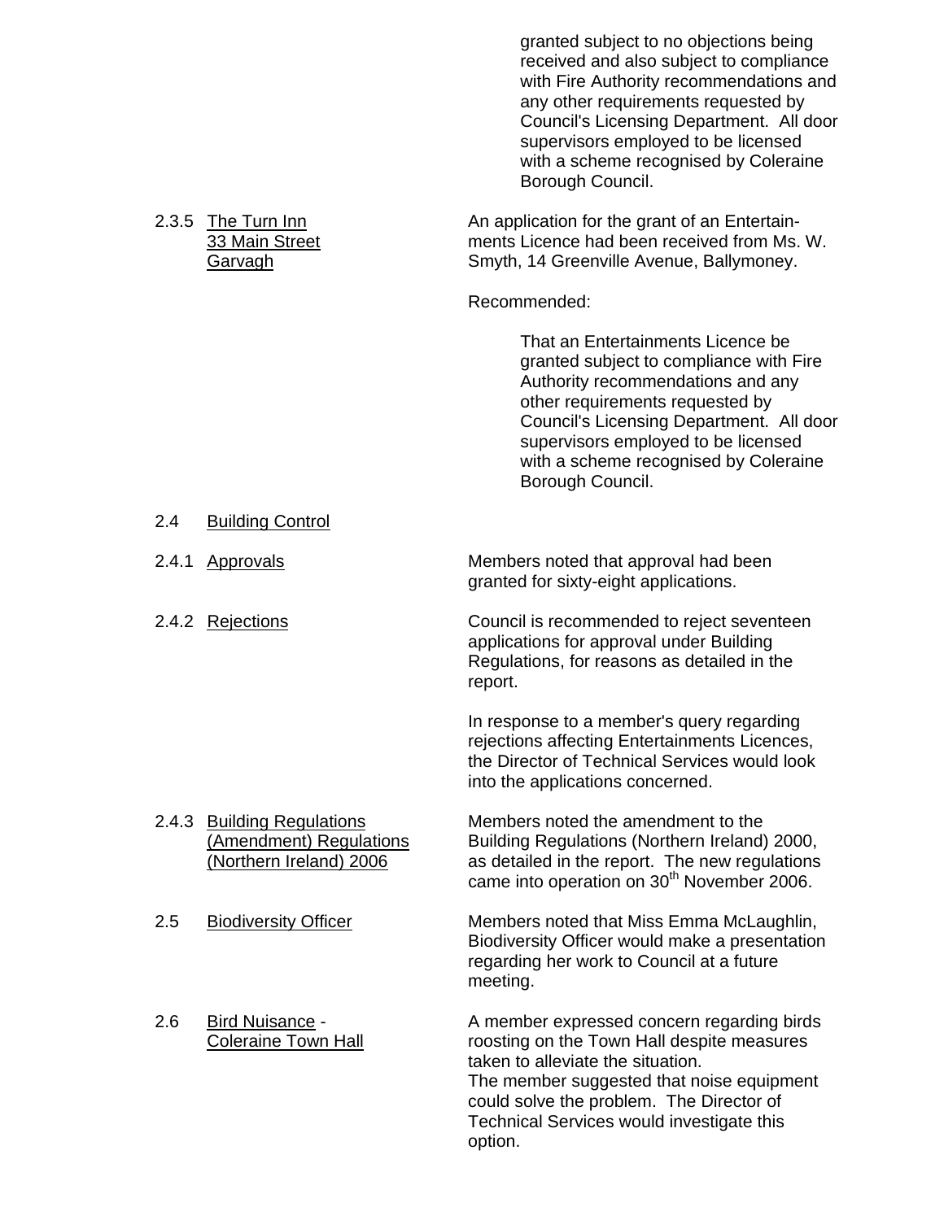granted subject to no objections being received and also subject to compliance with Fire Authority recommendations and any other requirements requested by Council's Licensing Department. All door supervisors employed to be licensed with a scheme recognised by Coleraine Borough Council.

2.3.5 The Turn Inn, 33 Main Street, Garvagh

An application for the grant of an Entertainments Licence had been received from Ms. W. Smyth, 14 Greenville Avenue, Ballymoney.

Recommended:

> That an Entertainments Licence be granted subject to compliance with Fire Authority recommendations and any other requirements requested by Council's Licensing Department. All door supervisors employed to be licensed with a scheme recognised by Coleraine Borough Council.

2.4 Building Control

2.4.1 Approvals

Members noted that approval had been granted for sixty-eight applications.

2.4.2 Rejections

Council is recommended to reject seventeen applications for approval under Building Regulations, for reasons as detailed in the report.

In response to a member's query regarding rejections affecting Entertainments Licences, the Director of Technical Services would look into the applications concerned.

2.4.3 Building Regulations (Amendment) Regulations (Northern Ireland) 2006

Members noted the amendment to the Building Regulations (Northern Ireland) 2000, as detailed in the report. The new regulations came into operation on 30th November 2006.

2.5 Biodiversity Officer

Members noted that Miss Emma McLaughlin, Biodiversity Officer would make a presentation regarding her work to Council at a future meeting.

2.6 Bird Nuisance - Coleraine Town Hall

A member expressed concern regarding birds roosting on the Town Hall despite measures taken to alleviate the situation.
The member suggested that noise equipment could solve the problem. The Director of Technical Services would investigate this option.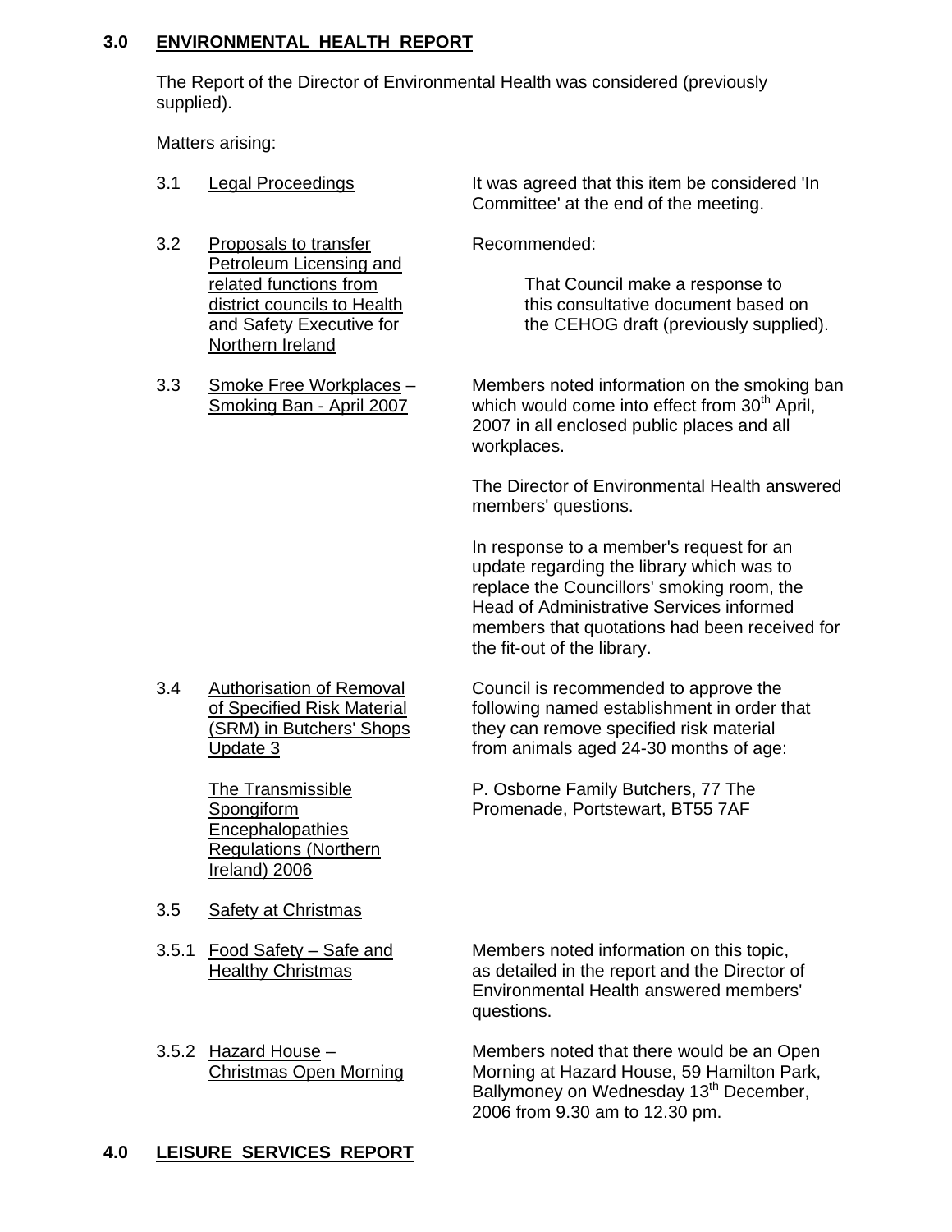## 3.0 ENVIRONMENTAL HEALTH REPORT

The Report of the Director of Environmental Health was considered (previously supplied).

Matters arising:

3.1 Legal Proceedings

It was agreed that this item be considered 'In Committee' at the end of the meeting.

3.2 Proposals to transfer Petroleum Licensing and related functions from district councils to Health and Safety Executive for Northern Ireland

Recommended:

> That Council make a response to this consultative document based on the CEHOG draft (previously supplied).

3.3 Smoke Free Workplaces – Smoking Ban - April 2007

Members noted information on the smoking ban which would come into effect from 30th April, 2007 in all enclosed public places and all workplaces.

The Director of Environmental Health answered members' questions.

In response to a member's request for an update regarding the library which was to replace the Councillors' smoking room, the Head of Administrative Services informed members that quotations had been received for the fit-out of the library.

3.4 Authorisation of Removal of Specified Risk Material (SRM) in Butchers' Shops Update 3

The Transmissible Spongiform Encephalopathies Regulations (Northern Ireland) 2006

Council is recommended to approve the following named establishment in order that they can remove specified risk material from animals aged 24-30 months of age:

P. Osborne Family Butchers, 77 The Promenade, Portstewart, BT55 7AF

3.5 Safety at Christmas

3.5.1 Food Safety – Safe and Healthy Christmas

Members noted information on this topic, as detailed in the report and the Director of Environmental Health answered members' questions.

3.5.2 Hazard House – Christmas Open Morning

Members noted that there would be an Open Morning at Hazard House, 59 Hamilton Park, Ballymoney on Wednesday 13th December, 2006 from 9.30 am to 12.30 pm.

## 4.0 LEISURE SERVICES REPORT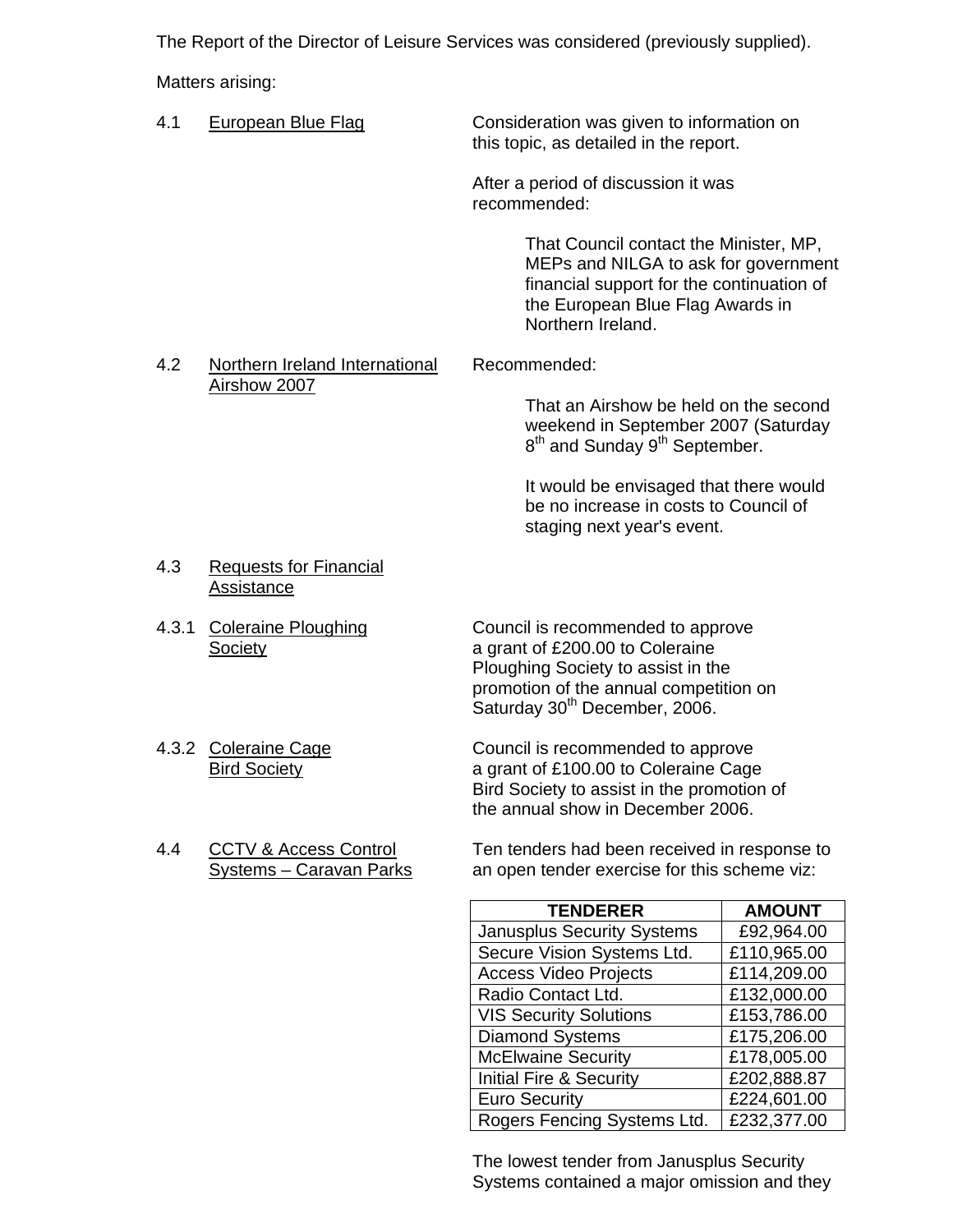The Report of the Director of Leisure Services was considered (previously supplied).

Matters arising:

4.1 European Blue Flag

Consideration was given to information on this topic, as detailed in the report.

After a period of discussion it was recommended:

> That Council contact the Minister, MP, MEPs and NILGA to ask for government financial support for the continuation of the European Blue Flag Awards in Northern Ireland.

4.2 Northern Ireland International Airshow 2007

Recommended:

> That an Airshow be held on the second weekend in September 2007 (Saturday 8th and Sunday 9th September.
>
> It would be envisaged that there would be no increase in costs to Council of staging next year's event.

4.3 Requests for Financial Assistance

4.3.1 Coleraine Ploughing Society

Council is recommended to approve a grant of £200.00 to Coleraine Ploughing Society to assist in the promotion of the annual competition on Saturday 30th December, 2006.

4.3.2 Coleraine Cage Bird Society

Council is recommended to approve a grant of £100.00 to Coleraine Cage Bird Society to assist in the promotion of the annual show in December 2006.

4.4 CCTV & Access Control Systems – Caravan Parks

Ten tenders had been received in response to an open tender exercise for this scheme viz:

| TENDERER | AMOUNT |
|---|---|
| Janusplus Security Systems | £92,964.00 |
| Secure Vision Systems Ltd. | £110,965.00 |
| Access Video Projects | £114,209.00 |
| Radio Contact Ltd. | £132,000.00 |
| VIS Security Solutions | £153,786.00 |
| Diamond Systems | £175,206.00 |
| McElwaine Security | £178,005.00 |
| Initial Fire & Security | £202,888.87 |
| Euro Security | £224,601.00 |
| Rogers Fencing Systems Ltd. | £232,377.00 |

The lowest tender from Janusplus Security Systems contained a major omission and they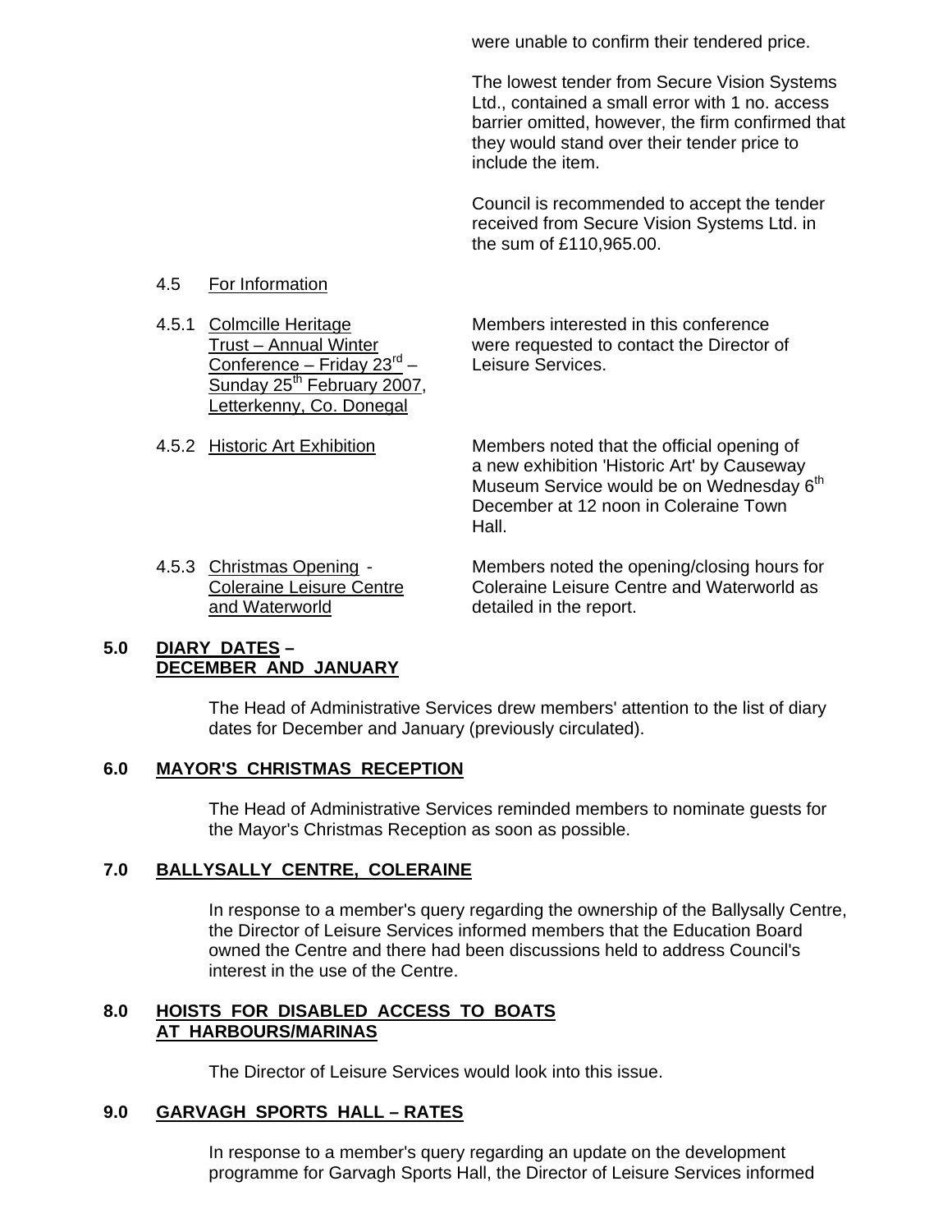were unable to confirm their tendered price.

The lowest tender from Secure Vision Systems Ltd., contained a small error with 1 no. access barrier omitted, however, the firm confirmed that they would stand over their tender price to include the item.

Council is recommended to accept the tender received from Secure Vision Systems Ltd. in the sum of £110,965.00.

4.5 For Information

4.5.1 Colmcille Heritage Trust – Annual Winter Conference – Friday 23rd – Sunday 25th February 2007, Letterkenny, Co. Donegal

Members interested in this conference were requested to contact the Director of Leisure Services.

4.5.2 Historic Art Exhibition

Members noted that the official opening of a new exhibition 'Historic Art' by Causeway Museum Service would be on Wednesday 6th December at 12 noon in Coleraine Town Hall.

4.5.3 Christmas Opening - Coleraine Leisure Centre and Waterworld

Members noted the opening/closing hours for Coleraine Leisure Centre and Waterworld as detailed in the report.

## 5.0 DIARY DATES – DECEMBER AND JANUARY

The Head of Administrative Services drew members' attention to the list of diary dates for December and January (previously circulated).

## 6.0 MAYOR'S CHRISTMAS RECEPTION

The Head of Administrative Services reminded members to nominate guests for the Mayor's Christmas Reception as soon as possible.

## 7.0 BALLYSALLY CENTRE, COLERAINE

In response to a member's query regarding the ownership of the Ballysally Centre, the Director of Leisure Services informed members that the Education Board owned the Centre and there had been discussions held to address Council's interest in the use of the Centre.

## 8.0 HOISTS FOR DISABLED ACCESS TO BOATS AT HARBOURS/MARINAS

The Director of Leisure Services would look into this issue.

## 9.0 GARVAGH SPORTS HALL – RATES

In response to a member's query regarding an update on the development programme for Garvagh Sports Hall, the Director of Leisure Services informed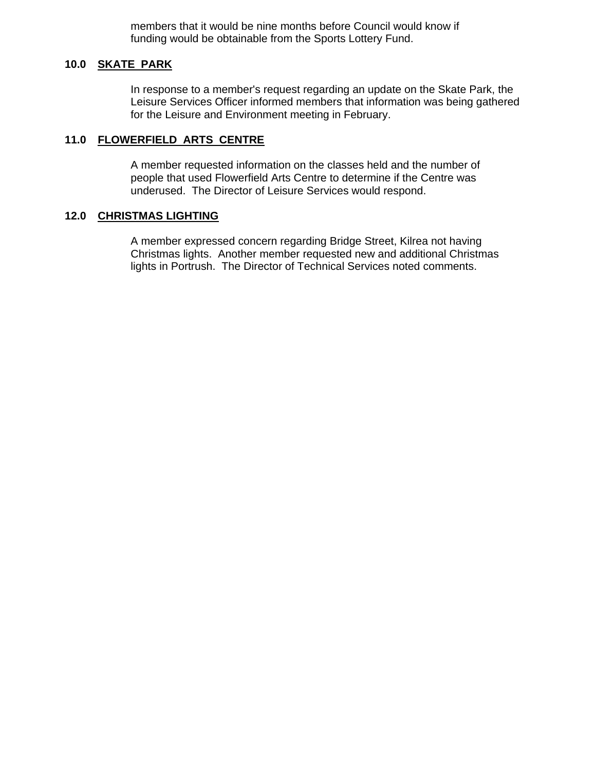members that it would be nine months before Council would know if funding would be obtainable from the Sports Lottery Fund.

**10.0 SKATE PARK**

In response to a member's request regarding an update on the Skate Park, the Leisure Services Officer informed members that information was being gathered for the Leisure and Environment meeting in February.

**11.0 FLOWERFIELD ARTS CENTRE**

A member requested information on the classes held and the number of people that used Flowerfield Arts Centre to determine if the Centre was underused. The Director of Leisure Services would respond.

**12.0 CHRISTMAS LIGHTING**

A member expressed concern regarding Bridge Street, Kilrea not having Christmas lights. Another member requested new and additional Christmas lights in Portrush. The Director of Technical Services noted comments.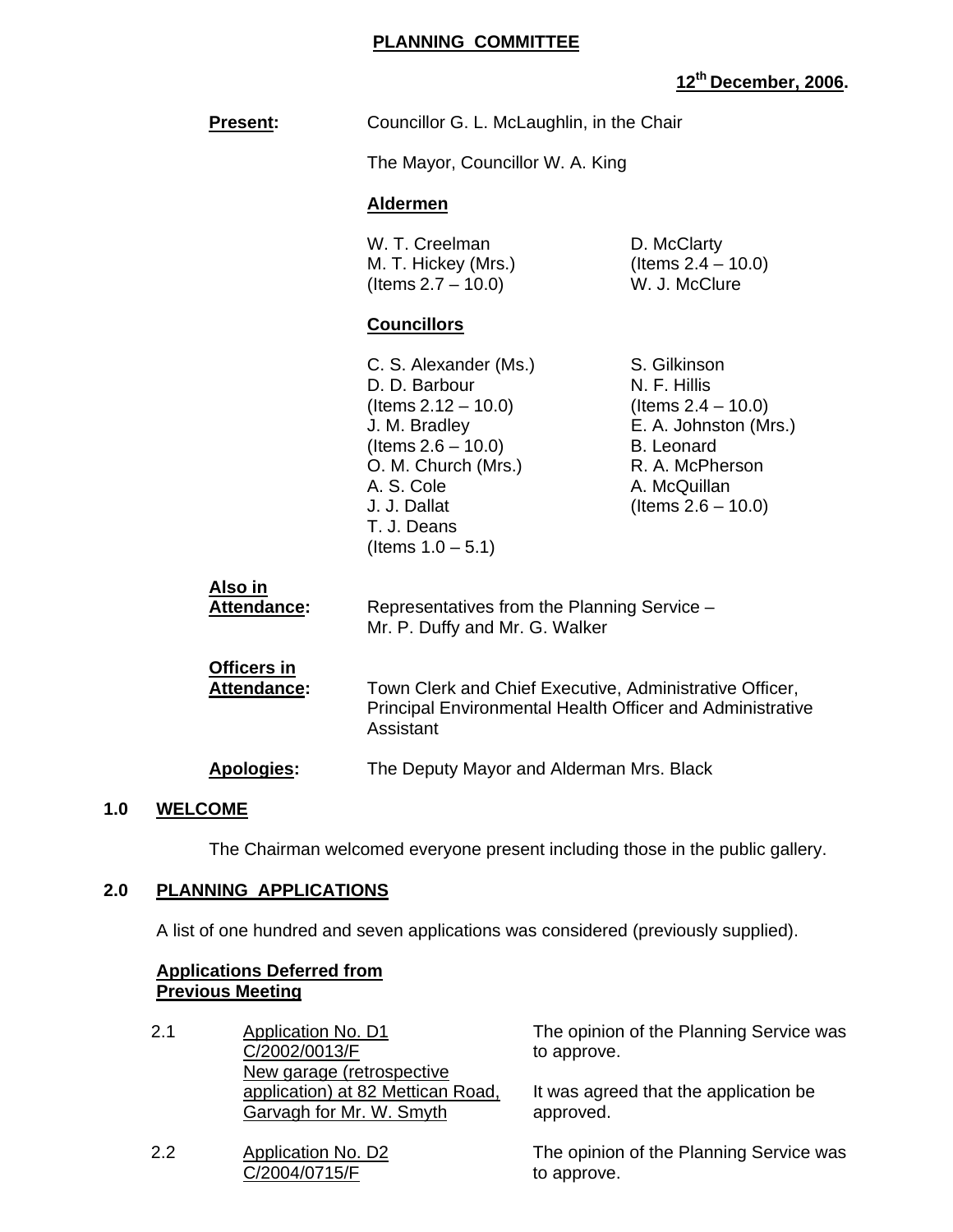**PLANNING COMMITTEE**

**12th December, 2006.**

**Present:** Councillor G. L. McLaughlin, in the Chair

The Mayor, Councillor W. A. King

**Aldermen**

W. T. Creelman
M. T. Hickey (Mrs.) (Items 2.7 – 10.0)
D. McClarty (Items 2.4 – 10.0)
W. J. McClure

**Councillors**

C. S. Alexander (Ms.)
D. D. Barbour (Items 2.12 – 10.0)
J. M. Bradley (Items 2.6 – 10.0)
O. M. Church (Mrs.)
A. S. Cole
J. J. Dallat
T. J. Deans (Items 1.0 – 5.1)
S. Gilkinson
N. F. Hillis (Items 2.4 – 10.0)
E. A. Johnston (Mrs.)
B. Leonard
R. A. McPherson
A. McQuillan (Items 2.6 – 10.0)

**Also in Attendance:** Representatives from the Planning Service – Mr. P. Duffy and Mr. G. Walker

**Officers in Attendance:** Town Clerk and Chief Executive, Administrative Officer, Principal Environmental Health Officer and Administrative Assistant

**Apologies:** The Deputy Mayor and Alderman Mrs. Black

## 1.0 WELCOME

The Chairman welcomed everyone present including those in the public gallery.

## 2.0 PLANNING APPLICATIONS

A list of one hundred and seven applications was considered (previously supplied).

**Applications Deferred from Previous Meeting**

2.1 Application No. D1
C/2002/0013/F
New garage (retrospective application) at 82 Mettican Road, Garvagh for Mr. W. Smyth

The opinion of the Planning Service was to approve.

It was agreed that the application be approved.

2.2 Application No. D2
C/2004/0715/F

The opinion of the Planning Service was to approve.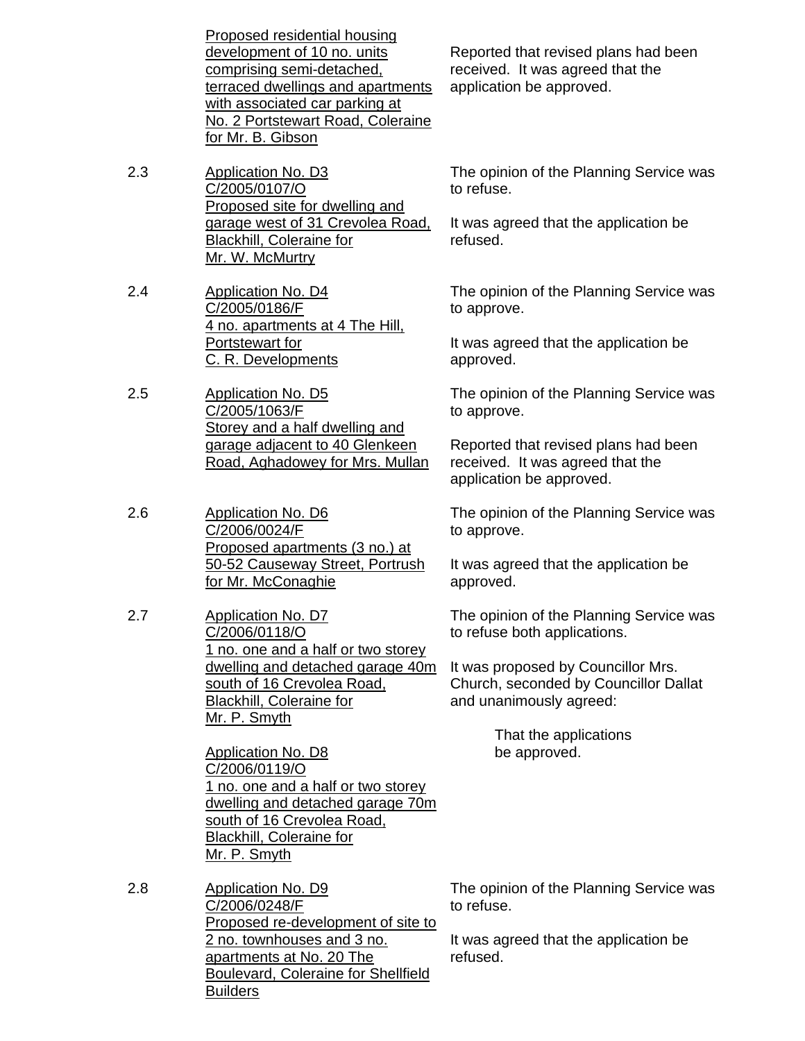| | | |
|---|---|---|
| | Proposed residential housing development of 10 no. units comprising semi-detached, terraced dwellings and apartments with associated car parking at No. 2 Portstewart Road, Coleraine for Mr. B. Gibson | Reported that revised plans had been received. It was agreed that the application be approved. |
| 2.3 | Application No. D3<br>C/2005/0107/O<br>Proposed site for dwelling and garage west of 31 Crevolea Road, Blackhill, Coleraine for Mr. W. McMurtry | The opinion of the Planning Service was to refuse.<br><br>It was agreed that the application be refused. |
| 2.4 | Application No. D4<br>C/2005/0186/F<br>4 no. apartments at 4 The Hill, Portstewart for C. R. Developments | The opinion of the Planning Service was to approve.<br><br>It was agreed that the application be approved. |
| 2.5 | Application No. D5<br>C/2005/1063/F<br>Storey and a half dwelling and garage adjacent to 40 Glenkeen Road, Aghadowey for Mrs. Mullan | The opinion of the Planning Service was to approve.<br><br>Reported that revised plans had been received. It was agreed that the application be approved. |
| 2.6 | Application No. D6<br>C/2006/0024/F<br>Proposed apartments (3 no.) at 50-52 Causeway Street, Portrush for Mr. McConaghie | The opinion of the Planning Service was to approve.<br><br>It was agreed that the application be approved. |
| 2.7 | Application No. D7<br>C/2006/0118/O<br>1 no. one and a half or two storey dwelling and detached garage 40m south of 16 Crevolea Road, Blackhill, Coleraine for Mr. P. Smyth<br><br>Application No. D8<br>C/2006/0119/O<br>1 no. one and a half or two storey dwelling and detached garage 70m south of 16 Crevolea Road, Blackhill, Coleraine for Mr. P. Smyth | The opinion of the Planning Service was to refuse both applications.<br><br>It was proposed by Councillor Mrs. Church, seconded by Councillor Dallat and unanimously agreed:<br><br>That the applications be approved. |
| 2.8 | Application No. D9<br>C/2006/0248/F<br>Proposed re-development of site to 2 no. townhouses and 3 no. apartments at No. 20 The Boulevard, Coleraine for Shellfield Builders | The opinion of the Planning Service was to refuse.<br><br>It was agreed that the application be refused. |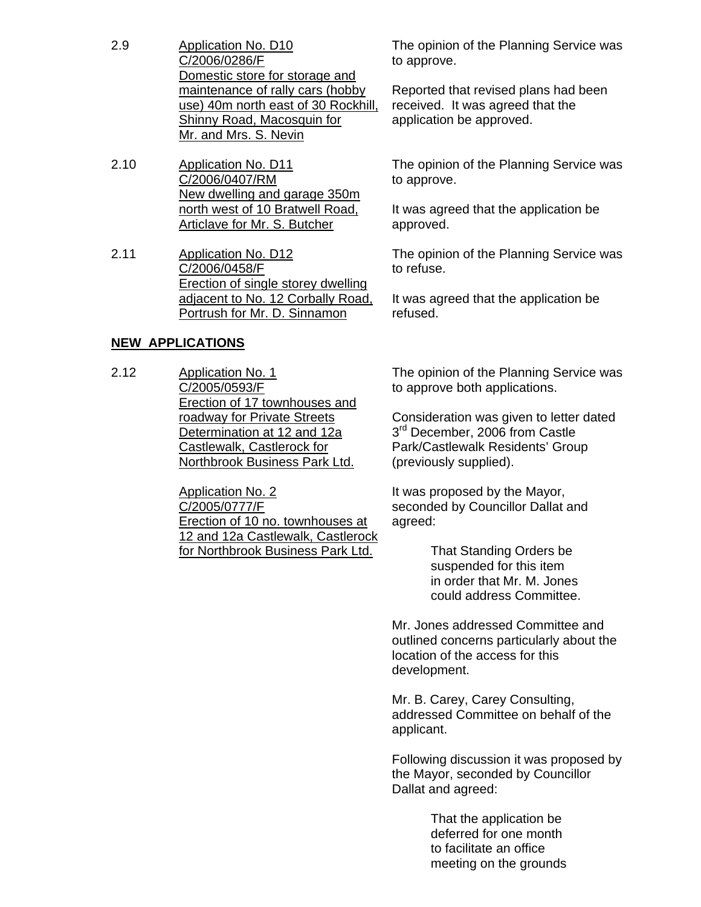2.9 Application No. D10
C/2006/0286/F
Domestic store for storage and maintenance of rally cars (hobby use) 40m north east of 30 Rockhill, Shinny Road, Macosquin for Mr. and Mrs. S. Nevin

The opinion of the Planning Service was to approve.

Reported that revised plans had been received. It was agreed that the application be approved.

2.10 Application No. D11
C/2006/0407/RM
New dwelling and garage 350m north west of 10 Bratwell Road, Articlave for Mr. S. Butcher

The opinion of the Planning Service was to approve.

It was agreed that the application be approved.

2.11 Application No. D12
C/2006/0458/F
Erection of single storey dwelling adjacent to No. 12 Corbally Road, Portrush for Mr. D. Sinnamon

The opinion of the Planning Service was to refuse.

It was agreed that the application be refused.

**NEW APPLICATIONS**

2.12 Application No. 1
C/2005/0593/F
Erection of 17 townhouses and roadway for Private Streets Determination at 12 and 12a Castlewalk, Castlerock for Northbrook Business Park Ltd.

Application No. 2
C/2005/0777/F
Erection of 10 no. townhouses at 12 and 12a Castlewalk, Castlerock for Northbrook Business Park Ltd.

The opinion of the Planning Service was to approve both applications.

Consideration was given to letter dated 3rd December, 2006 from Castle Park/Castlewalk Residents' Group (previously supplied).

It was proposed by the Mayor, seconded by Councillor Dallat and agreed:

> That Standing Orders be suspended for this item in order that Mr. M. Jones could address Committee.

Mr. Jones addressed Committee and outlined concerns particularly about the location of the access for this development.

Mr. B. Carey, Carey Consulting, addressed Committee on behalf of the applicant.

Following discussion it was proposed by the Mayor, seconded by Councillor Dallat and agreed:

> That the application be deferred for one month to facilitate an office meeting on the grounds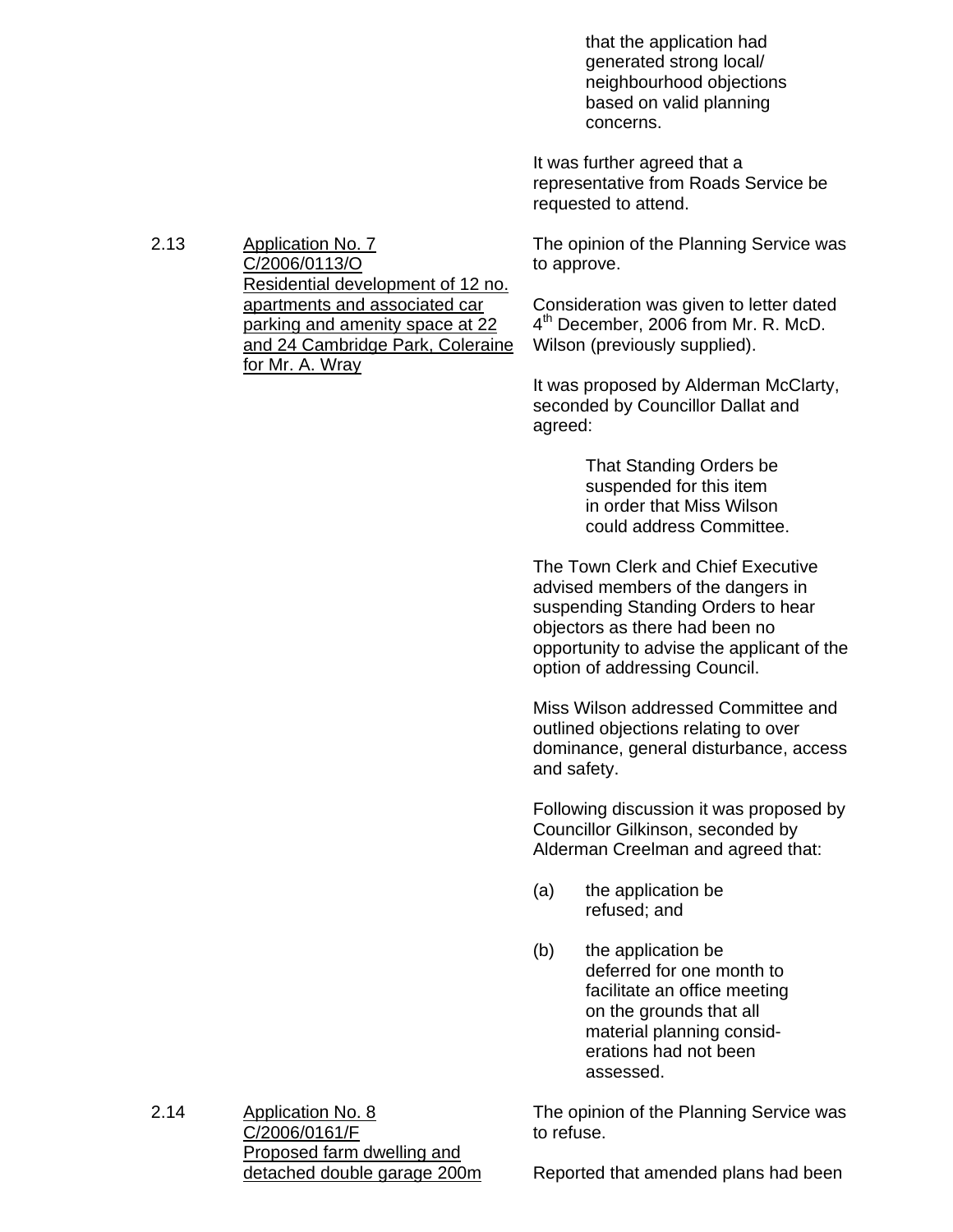that the application had generated strong local/ neighbourhood objections based on valid planning concerns.

It was further agreed that a representative from Roads Service be requested to attend.

2.13 Application No. 7 C/2006/0113/O Residential development of 12 no. apartments and associated car parking and amenity space at 22 and 24 Cambridge Park, Coleraine for Mr. A. Wray

The opinion of the Planning Service was to approve.

Consideration was given to letter dated 4th December, 2006 from Mr. R. McD. Wilson (previously supplied).

It was proposed by Alderman McClarty, seconded by Councillor Dallat and agreed:

> That Standing Orders be suspended for this item in order that Miss Wilson could address Committee.

The Town Clerk and Chief Executive advised members of the dangers in suspending Standing Orders to hear objectors as there had been no opportunity to advise the applicant of the option of addressing Council.

Miss Wilson addressed Committee and outlined objections relating to over dominance, general disturbance, access and safety.

Following discussion it was proposed by Councillor Gilkinson, seconded by Alderman Creelman and agreed that:

(a) the application be refused; and

(b) the application be deferred for one month to facilitate an office meeting on the grounds that all material planning considerations had not been assessed.

2.14 Application No. 8 C/2006/0161/F Proposed farm dwelling and detached double garage 200m

The opinion of the Planning Service was to refuse.

Reported that amended plans had been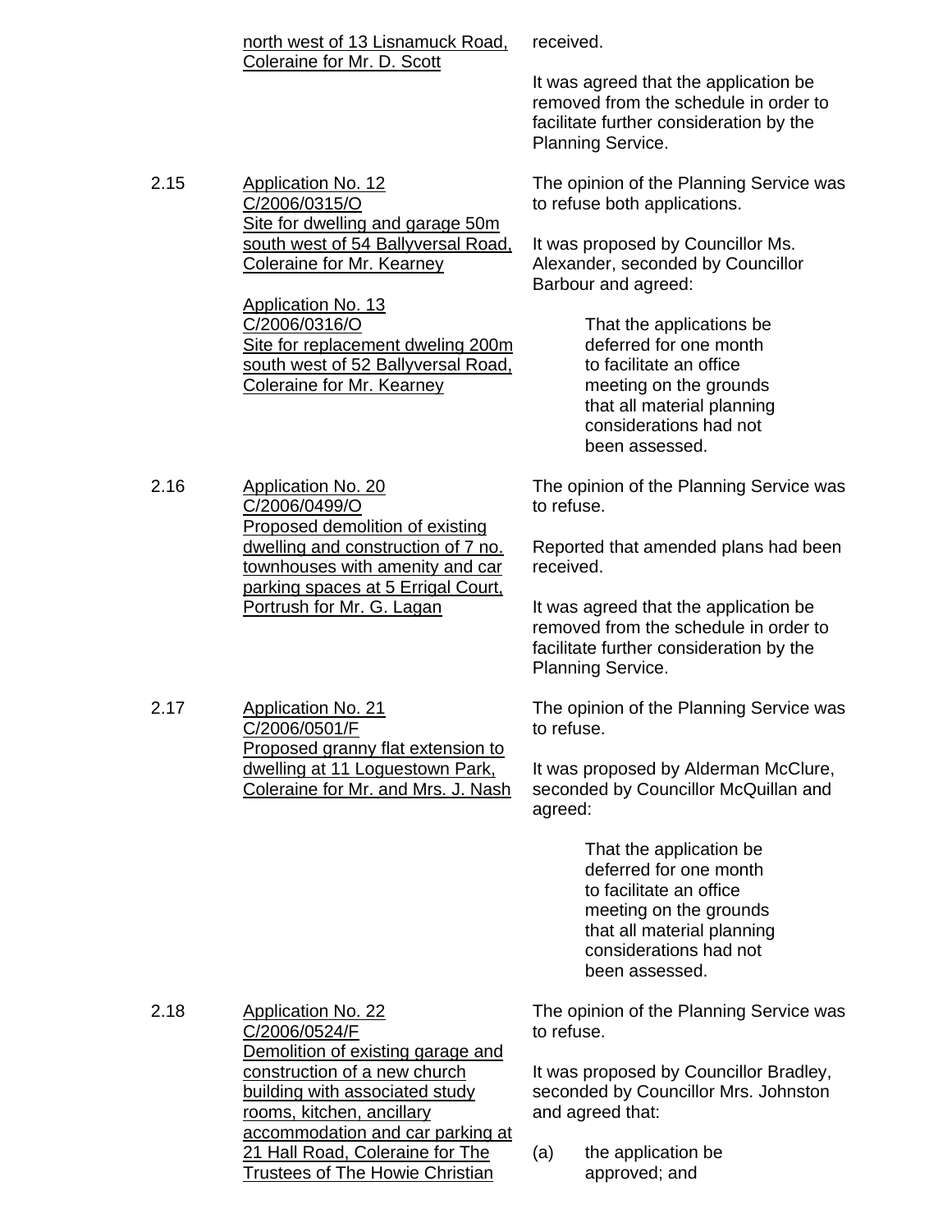| | | |
|---|---|---|
| | <u>north west of 13 Lisnamuck Road, Coleraine for Mr. D. Scott</u> | received.<br><br>It was agreed that the application be removed from the schedule in order to facilitate further consideration by the Planning Service. |
| 2.15 | <u>Application No. 12</u><br><u>C/2006/0315/O</u><br><u>Site for dwelling and garage 50m south west of 54 Ballyversal Road, Coleraine for Mr. Kearney</u><br><br><u>Application No. 13</u><br><u>C/2006/0316/O</u><br><u>Site for replacement dweling 200m south west of 52 Ballyversal Road, Coleraine for Mr. Kearney</u> | The opinion of the Planning Service was to refuse both applications.<br><br>It was proposed by Councillor Ms. Alexander, seconded by Councillor Barbour and agreed:<br><br>That the applications be deferred for one month to facilitate an office meeting on the grounds that all material planning considerations had not been assessed. |
| 2.16 | <u>Application No. 20</u><br><u>C/2006/0499/O</u><br><u>Proposed demolition of existing dwelling and construction of 7 no. townhouses with amenity and car parking spaces at 5 Errigal Court, Portrush for Mr. G. Lagan</u> | The opinion of the Planning Service was to refuse.<br><br>Reported that amended plans had been received.<br><br>It was agreed that the application be removed from the schedule in order to facilitate further consideration by the Planning Service. |
| 2.17 | <u>Application No. 21</u><br><u>C/2006/0501/F</u><br><u>Proposed granny flat extension to dwelling at 11 Loguestown Park, Coleraine for Mr. and Mrs. J. Nash</u> | The opinion of the Planning Service was to refuse.<br><br>It was proposed by Alderman McClure, seconded by Councillor McQuillan and agreed:<br><br>That the application be deferred for one month to facilitate an office meeting on the grounds that all material planning considerations had not been assessed. |
| 2.18 | <u>Application No. 22</u><br><u>C/2006/0524/F</u><br><u>Demolition of existing garage and construction of a new church building with associated study rooms, kitchen, ancillary accommodation and car parking at 21 Hall Road, Coleraine for The Trustees of The Howie Christian</u> | The opinion of the Planning Service was to refuse.<br><br>It was proposed by Councillor Bradley, seconded by Councillor Mrs. Johnston and agreed that:<br><br>(a) the application be approved; and |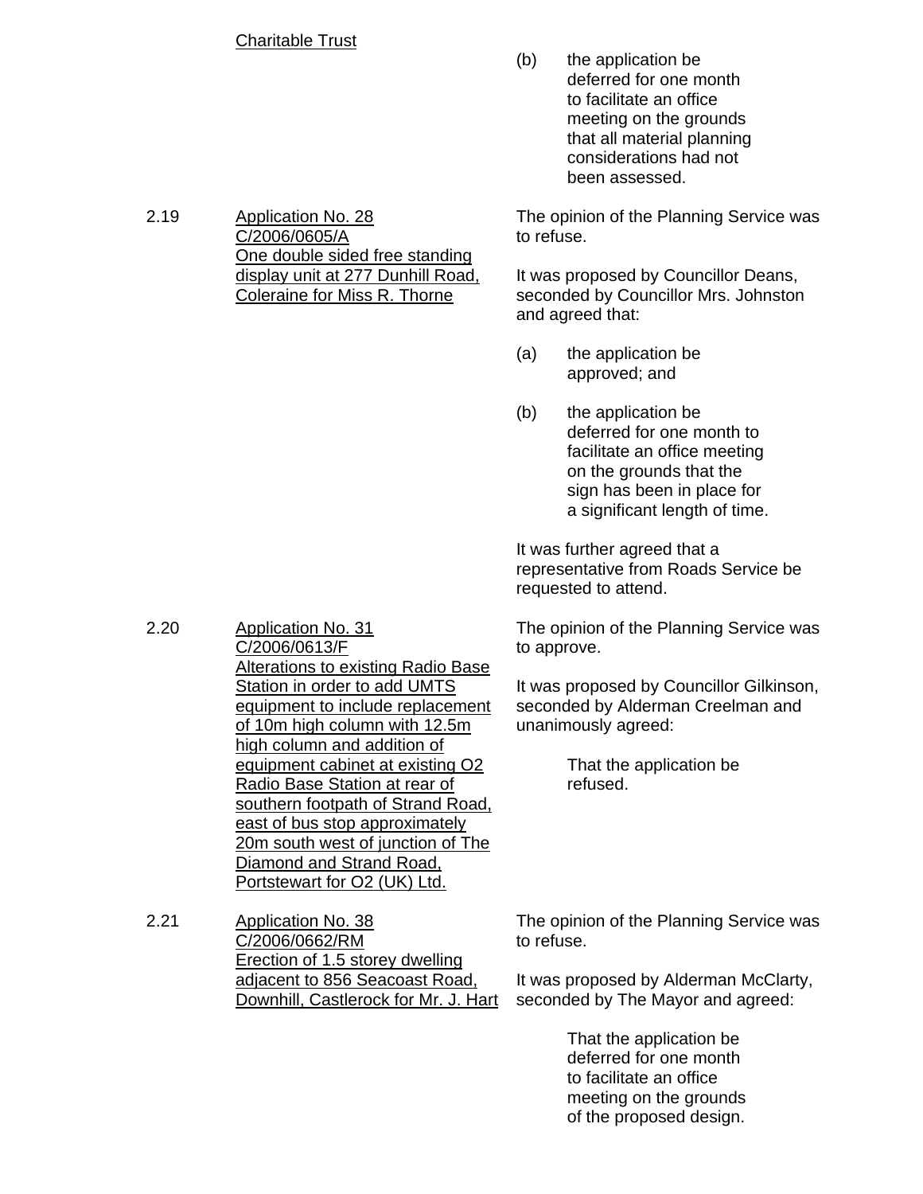Charitable Trust

(b) the application be deferred for one month to facilitate an office meeting on the grounds that all material planning considerations had not been assessed.

2.19 Application No. 28 C/2006/0605/A One double sided free standing display unit at 277 Dunhill Road, Coleraine for Miss R. Thorne

The opinion of the Planning Service was to refuse.

It was proposed by Councillor Deans, seconded by Councillor Mrs. Johnston and agreed that:

(a) the application be approved; and

(b) the application be deferred for one month to facilitate an office meeting on the grounds that the sign has been in place for a significant length of time.

It was further agreed that a representative from Roads Service be requested to attend.

2.20 Application No. 31 C/2006/0613/F Alterations to existing Radio Base Station in order to add UMTS equipment to include replacement of 10m high column with 12.5m high column and addition of equipment cabinet at existing O2 Radio Base Station at rear of southern footpath of Strand Road, east of bus stop approximately 20m south west of junction of The Diamond and Strand Road, Portstewart for O2 (UK) Ltd.

The opinion of the Planning Service was to approve.

It was proposed by Councillor Gilkinson, seconded by Alderman Creelman and unanimously agreed:

That the application be refused.

2.21 Application No. 38 C/2006/0662/RM Erection of 1.5 storey dwelling adjacent to 856 Seacoast Road, Downhill, Castlerock for Mr. J. Hart

The opinion of the Planning Service was to refuse.

It was proposed by Alderman McClarty, seconded by The Mayor and agreed:

That the application be deferred for one month to facilitate an office meeting on the grounds of the proposed design.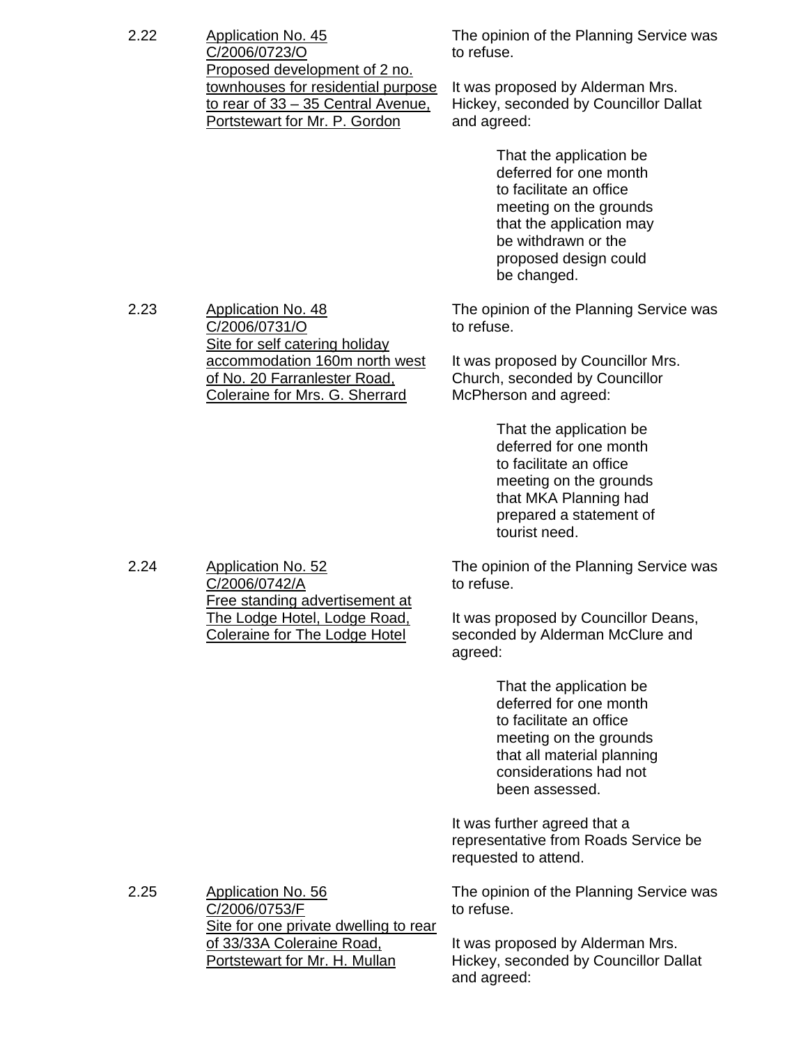2.22 <u>Application No. 45 C/2006/0723/O Proposed development of 2 no. townhouses for residential purpose to rear of 33 – 35 Central Avenue, Portstewart for Mr. P. Gordon</u>

The opinion of the Planning Service was to refuse.

It was proposed by Alderman Mrs. Hickey, seconded by Councillor Dallat and agreed:

> That the application be deferred for one month to facilitate an office meeting on the grounds that the application may be withdrawn or the proposed design could be changed.

2.23 <u>Application No. 48 C/2006/0731/O Site for self catering holiday accommodation 160m north west of No. 20 Farranlester Road, Coleraine for Mrs. G. Sherrard</u>

The opinion of the Planning Service was to refuse.

It was proposed by Councillor Mrs. Church, seconded by Councillor McPherson and agreed:

> That the application be deferred for one month to facilitate an office meeting on the grounds that MKA Planning had prepared a statement of tourist need.

2.24 <u>Application No. 52 C/2006/0742/A Free standing advertisement at The Lodge Hotel, Lodge Road, Coleraine for The Lodge Hotel</u>

The opinion of the Planning Service was to refuse.

It was proposed by Councillor Deans, seconded by Alderman McClure and agreed:

> That the application be deferred for one month to facilitate an office meeting on the grounds that all material planning considerations had not been assessed.

It was further agreed that a representative from Roads Service be requested to attend.

2.25 <u>Application No. 56 C/2006/0753/F Site for one private dwelling to rear of 33/33A Coleraine Road, Portstewart for Mr. H. Mullan</u>

The opinion of the Planning Service was to refuse.

It was proposed by Alderman Mrs. Hickey, seconded by Councillor Dallat and agreed: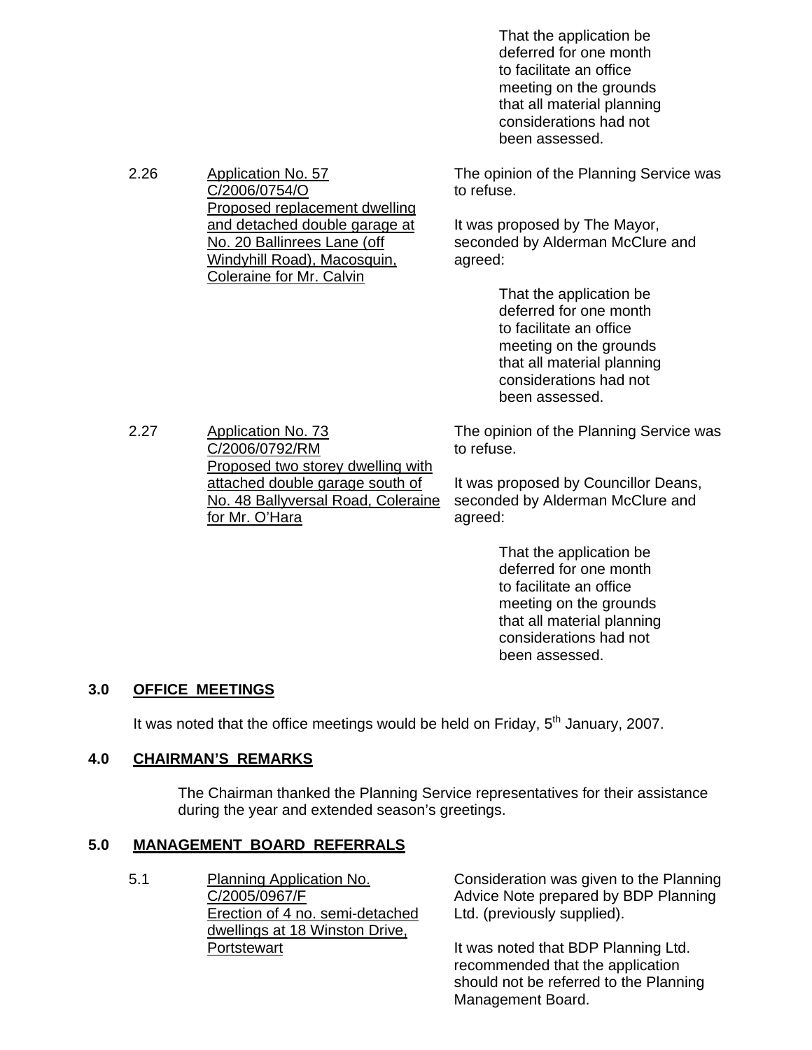That the application be deferred for one month to facilitate an office meeting on the grounds that all material planning considerations had not been assessed.

2.26 Application No. 57
C/2006/0754/O
Proposed replacement dwelling and detached double garage at No. 20 Ballinrees Lane (off Windyhill Road), Macosquin, Coleraine for Mr. Calvin

The opinion of the Planning Service was to refuse.

It was proposed by The Mayor, seconded by Alderman McClure and agreed:

> That the application be deferred for one month to facilitate an office meeting on the grounds that all material planning considerations had not been assessed.

2.27 Application No. 73
C/2006/0792/RM
Proposed two storey dwelling with attached double garage south of No. 48 Ballyversal Road, Coleraine for Mr. O'Hara

The opinion of the Planning Service was to refuse.

It was proposed by Councillor Deans, seconded by Alderman McClure and agreed:

> That the application be deferred for one month to facilitate an office meeting on the grounds that all material planning considerations had not been assessed.

## 3.0 OFFICE MEETINGS

It was noted that the office meetings would be held on Friday, 5th January, 2007.

## 4.0 CHAIRMAN'S REMARKS

The Chairman thanked the Planning Service representatives for their assistance during the year and extended season's greetings.

## 5.0 MANAGEMENT BOARD REFERRALS

5.1 Planning Application No. C/2005/0967/F
Erection of 4 no. semi-detached dwellings at 18 Winston Drive, Portstewart

Consideration was given to the Planning Advice Note prepared by BDP Planning Ltd. (previously supplied).

It was noted that BDP Planning Ltd. recommended that the application should not be referred to the Planning Management Board.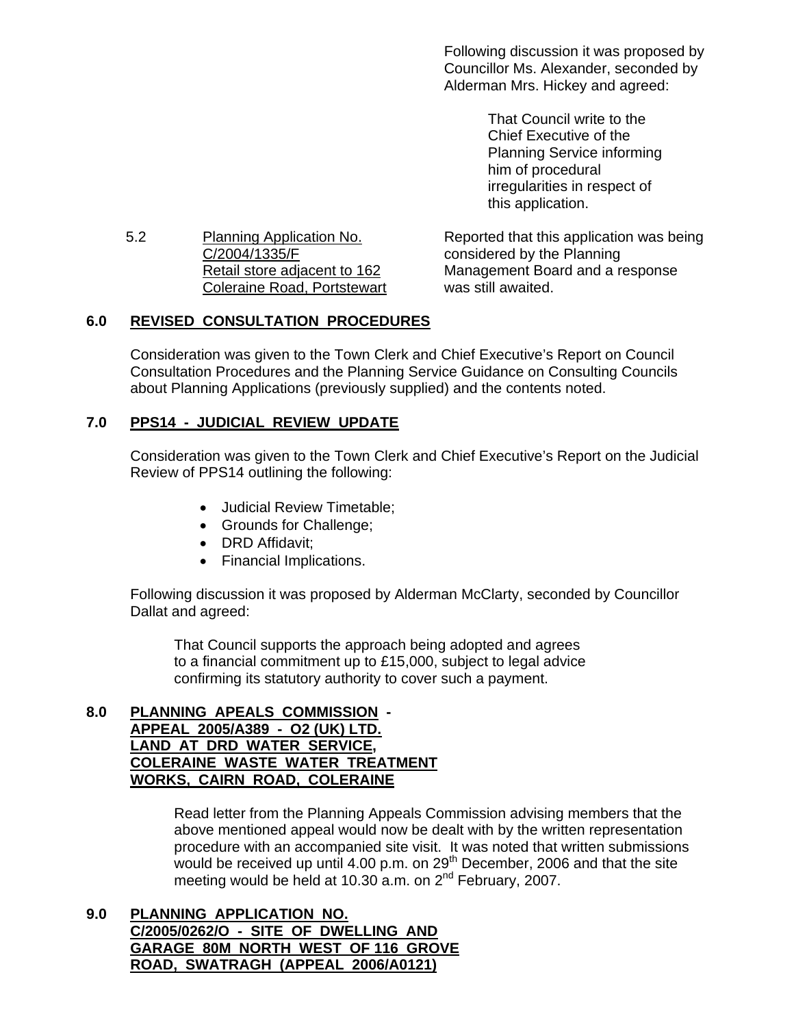Following discussion it was proposed by Councillor Ms. Alexander, seconded by Alderman Mrs. Hickey and agreed:

> That Council write to the Chief Executive of the Planning Service informing him of procedural irregularities in respect of this application.

5.2 Planning Application No. C/2004/1335/F Retail store adjacent to 162 Coleraine Road, Portstewart

Reported that this application was being considered by the Planning Management Board and a response was still awaited.

## 6.0 REVISED CONSULTATION PROCEDURES

Consideration was given to the Town Clerk and Chief Executive's Report on Council Consultation Procedures and the Planning Service Guidance on Consulting Councils about Planning Applications (previously supplied) and the contents noted.

## 7.0 PPS14 - JUDICIAL REVIEW UPDATE

Consideration was given to the Town Clerk and Chief Executive's Report on the Judicial Review of PPS14 outlining the following:

- Judicial Review Timetable;
- Grounds for Challenge;
- DRD Affidavit;
- Financial Implications.

Following discussion it was proposed by Alderman McClarty, seconded by Councillor Dallat and agreed:

> That Council supports the approach being adopted and agrees to a financial commitment up to £15,000, subject to legal advice confirming its statutory authority to cover such a payment.

## 8.0 PLANNING APEALS COMMISSION - APPEAL 2005/A389 - O2 (UK) LTD. LAND AT DRD WATER SERVICE, COLERAINE WASTE WATER TREATMENT WORKS, CAIRN ROAD, COLERAINE

Read letter from the Planning Appeals Commission advising members that the above mentioned appeal would now be dealt with by the written representation procedure with an accompanied site visit. It was noted that written submissions would be received up until 4.00 p.m. on 29th December, 2006 and that the site meeting would be held at 10.30 a.m. on 2nd February, 2007.

## 9.0 PLANNING APPLICATION NO. C/2005/0262/O - SITE OF DWELLING AND GARAGE 80M NORTH WEST OF 116 GROVE ROAD, SWATRAGH (APPEAL 2006/A0121)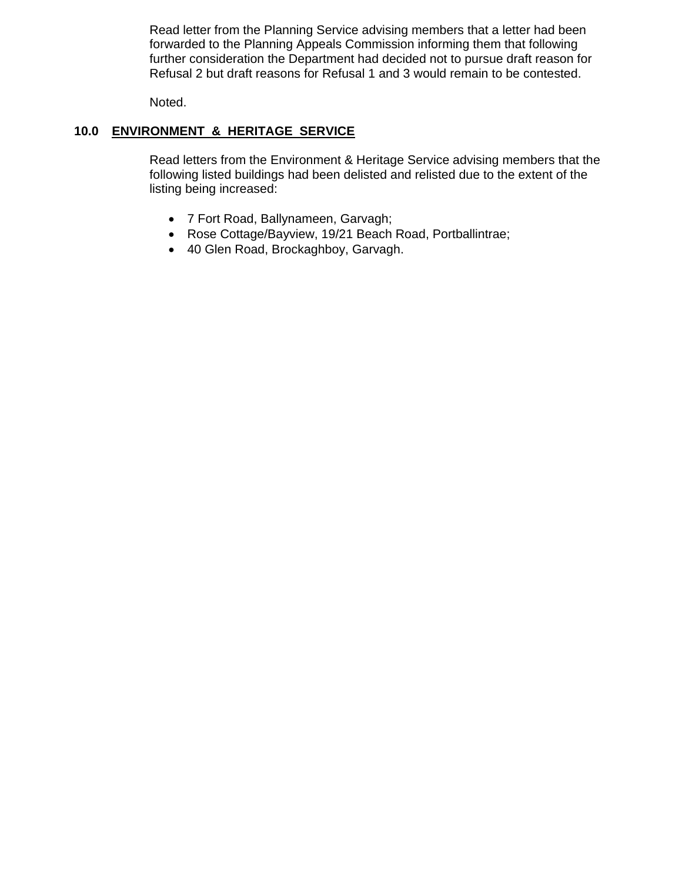Read letter from the Planning Service advising members that a letter had been forwarded to the Planning Appeals Commission informing them that following further consideration the Department had decided not to pursue draft reason for Refusal 2 but draft reasons for Refusal 1 and 3 would remain to be contested.

Noted.

## 10.0 ENVIRONMENT & HERITAGE SERVICE

Read letters from the Environment & Heritage Service advising members that the following listed buildings had been delisted and relisted due to the extent of the listing being increased:

- 7 Fort Road, Ballynameen, Garvagh;
- Rose Cottage/Bayview, 19/21 Beach Road, Portballintrae;
- 40 Glen Road, Brockaghboy, Garvagh.